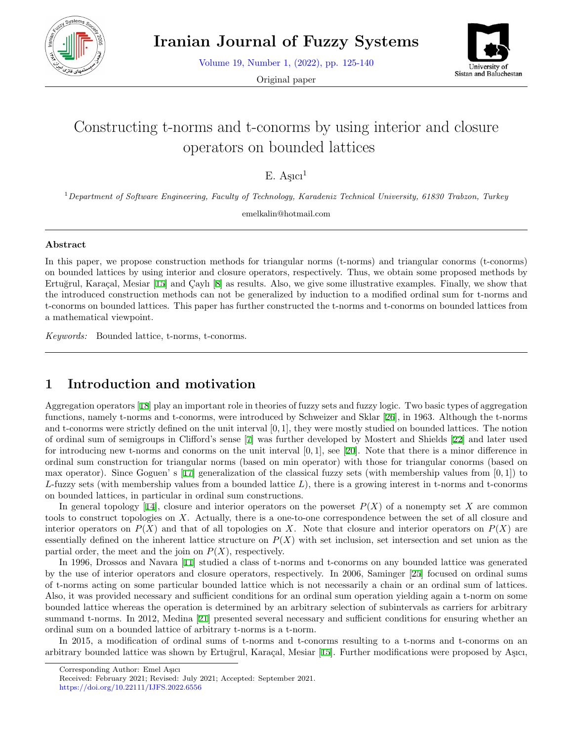# Constructing t-norms and t-conorms by using interior and closure operators on bounded lattices

E. Aşıcı[1]

[1] *Department of Software Engineering, Faculty of Technology, Karadeniz Technical University, 61830 Trabzon, Turkey*

emelkalin@hotmail.com

---

### Abstract

In this paper, we propose construction methods for triangular norms (t-norms) and triangular conorms (t-conorms) on bounded lattices by using interior and closure operators, respectively. Thus, we obtain some proposed methods by Ertuğrul, Karaçal, Mesiar [15] and Çaylı [8] as results. Also, we give some illustrative examples. Finally, we show that the introduced construction methods can not be generalized by induction to a modified ordinal sum for t-norms and t-conorms on bounded lattices. This paper has further constructed the t-norms and t-conorms on bounded lattices from a mathematical viewpoint.

*Keywords:* Bounded lattice, t-norms, t-conorms.

---

## 1 Introduction and motivation

Aggregation operators [18] play an important role in theories of fuzzy sets and fuzzy logic. Two basic types of aggregation functions, namely t-norms and t-conorms, were introduced by Schweizer and Sklar [26], in 1963. Although the t-norms and t-conorms were strictly defined on the unit interval $[0, 1]$, they were mostly studied on bounded lattices. The notion of ordinal sum of semigroups in Clifford's sense [7] was further developed by Mostert and Shields [22] and later used for introducing new t-norms and conorms on the unit interval $[0, 1]$, see [20]. Note that there is a minor difference in ordinal sum construction for triangular norms (based on min operator) with those for triangular conorms (based on max operator). Since Goguen' s [17] generalization of the classical fuzzy sets (with membership values from $[0, 1]$) to $L$-fuzzy sets (with membership values from a bounded lattice $L$), there is a growing interest in t-norms and t-conorms on bounded lattices, in particular in ordinal sum constructions.

In general topology [14], closure and interior operators on the powerset $P(X)$ of a nonempty set $X$ are common tools to construct topologies on $X$. Actually, there is a one-to-one correspondence between the set of all closure and interior operators on $P(X)$ and that of all topologies on $X$. Note that closure and interior operators on $P(X)$ are essentially defined on the inherent lattice structure on $P(X)$ with set inclusion, set intersection and set union as the partial order, the meet and the join on $P(X)$, respectively.

In 1996, Drossos and Navara [11] studied a class of t-norms and t-conorms on any bounded lattice was generated by the use of interior operators and closure operators, respectively. In 2006, Saminger [25] focused on ordinal sums of t-norms acting on some particular bounded lattice which is not necessarily a chain or an ordinal sum of lattices. Also, it was provided necessary and sufficient conditions for an ordinal sum operation yielding again a t-norm on some bounded lattice whereas the operation is determined by an arbitrary selection of subintervals as carriers for arbitrary summand t-norms. In 2012, Medina [21] presented several necessary and sufficient conditions for ensuring whether an ordinal sum on a bounded lattice of arbitrary t-norms is a t-norm.

In 2015, a modification of ordinal sums of t-norms and t-conorms resulting to a t-norms and t-conorms on an arbitrary bounded lattice was shown by Ertuğrul, Karaçal, Mesiar [15]. Further modifications were proposed by Aşıcı,

---

Corresponding Author: Emel Aşıcı

Received: February 2021; Revised: July 2021; Accepted: September 2021.

https://doi.org/10.22111/IJFS.2022.6556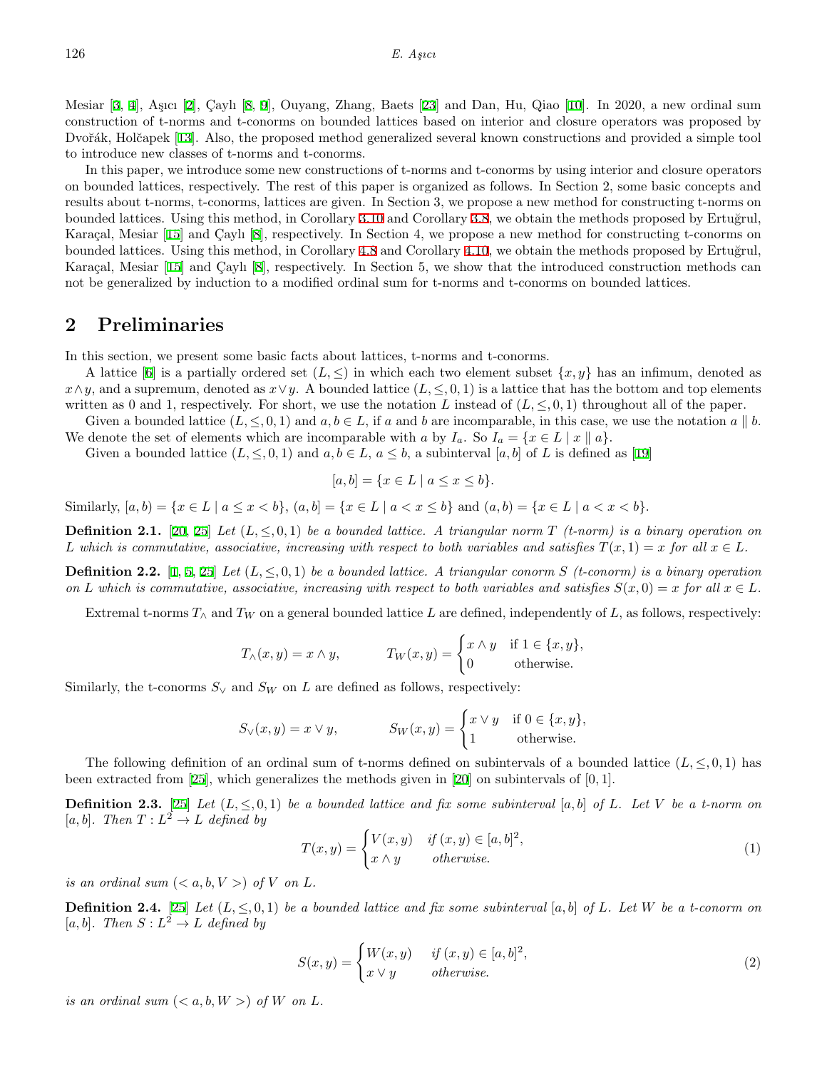Mesiar [3, 4], Aşıcı [2], Çaylı [8, 9], Ouyang, Zhang, Baets [23] and Dan, Hu, Qiao [10]. In 2020, a new ordinal sum construction of t-norms and t-conorms on bounded lattices based on interior and closure operators was proposed by Dvořák, Holčapek [13]. Also, the proposed method generalized several known constructions and provided a simple tool to introduce new classes of t-norms and t-conorms.

In this paper, we introduce some new constructions of t-norms and t-conorms by using interior and closure operators on bounded lattices, respectively. The rest of this paper is organized as follows. In Section 2, some basic concepts and results about t-norms, t-conorms, lattices are given. In Section 3, we propose a new method for constructing t-norms on bounded lattices. Using this method, in Corollary 3.10 and Corollary 3.8, we obtain the methods proposed by Ertuğrul, Karaçal, Mesiar [15] and Çaylı [8], respectively. In Section 4, we propose a new method for constructing t-conorms on bounded lattices. Using this method, in Corollary 4.8 and Corollary 4.10, we obtain the methods proposed by Ertuğrul, Karaçal, Mesiar [15] and Çaylı [8], respectively. In Section 5, we show that the introduced construction methods can not be generalized by induction to a modified ordinal sum for t-norms and t-conorms on bounded lattices.

## 2 Preliminaries

In this section, we present some basic facts about lattices, t-norms and t-conorms.

A lattice [6] is a partially ordered set $(L, \leq)$ in which each two element subset $\{x, y\}$ has an infimum, denoted as $x \wedge y$, and a supremum, denoted as $x \vee y$. A bounded lattice $(L, \leq, 0, 1)$ is a lattice that has the bottom and top elements written as 0 and 1, respectively. For short, we use the notation $L$ instead of $(L, \leq, 0, 1)$ throughout all of the paper.

Given a bounded lattice $(L, \leq, 0, 1)$ and $a, b \in L$, if $a$ and $b$ are incomparable, in this case, we use the notation $a \parallel b$. We denote the set of elements which are incomparable with $a$ by $I_a$. So $I_a = \{x \in L \mid x \parallel a\}$.

Given a bounded lattice $(L, \leq, 0, 1)$ and $a, b \in L$, $a \leq b$, a subinterval $[a, b]$ of $L$ is defined as [19]

$$[a, b] = \{x \in L \mid a \leq x \leq b\}.$$

Similarly, $[a, b) = \{x \in L \mid a \leq x < b\}$, $(a, b] = \{x \in L \mid a < x \leq b\}$ and $(a, b) = \{x \in L \mid a < x < b\}$.

**Definition 2.1.** [20, 25] *Let $(L, \leq, 0, 1)$ be a bounded lattice. A triangular norm $T$ (t-norm) is a binary operation on $L$ which is commutative, associative, increasing with respect to both variables and satisfies $T(x, 1) = x$ for all $x \in L$.*

**Definition 2.2.** [1, 5, 25] *Let $(L, \leq, 0, 1)$ be a bounded lattice. A triangular conorm $S$ (t-conorm) is a binary operation on $L$ which is commutative, associative, increasing with respect to both variables and satisfies $S(x, 0) = x$ for all $x \in L$.*

Extremal t-norms $T_\wedge$ and $T_W$ on a general bounded lattice $L$ are defined, independently of $L$, as follows, respectively:

$$T_\wedge(x, y) = x \wedge y, \qquad T_W(x, y) = \begin{cases} x \wedge y & \text{if } 1 \in \{x, y\}, \\ 0 & \text{otherwise.} \end{cases}$$

Similarly, the t-conorms $S_\vee$ and $S_W$ on $L$ are defined as follows, respectively:

$$S_\vee(x, y) = x \vee y, \qquad S_W(x, y) = \begin{cases} x \vee y & \text{if } 0 \in \{x, y\}, \\ 1 & \text{otherwise.} \end{cases}$$

The following definition of an ordinal sum of t-norms defined on subintervals of a bounded lattice $(L, \leq, 0, 1)$ has been extracted from [25], which generalizes the methods given in [20] on subintervals of $[0, 1]$.

**Definition 2.3.** [25] *Let $(L, \leq, 0, 1)$ be a bounded lattice and fix some subinterval $[a, b]$ of $L$. Let $V$ be a t-norm on $[a, b]$. Then $T : L^2 \to L$ defined by*

$$T(x, y) = \begin{cases} V(x, y) & \text{if } (x, y) \in [a, b]^2, \\ x \wedge y & \text{otherwise.} \end{cases} \tag{1}$$

*is an ordinal sum $(< a, b, V >)$ of $V$ on $L$.*

**Definition 2.4.** [25] *Let $(L, \leq, 0, 1)$ be a bounded lattice and fix some subinterval $[a, b]$ of $L$. Let $W$ be a t-conorm on $[a, b]$. Then $S : L^2 \to L$ defined by*

$$S(x, y) = \begin{cases} W(x, y) & \text{if } (x, y) \in [a, b]^2, \\ x \vee y & \text{otherwise.} \end{cases} \tag{2}$$

*is an ordinal sum $(< a, b, W >)$ of $W$ on $L$.*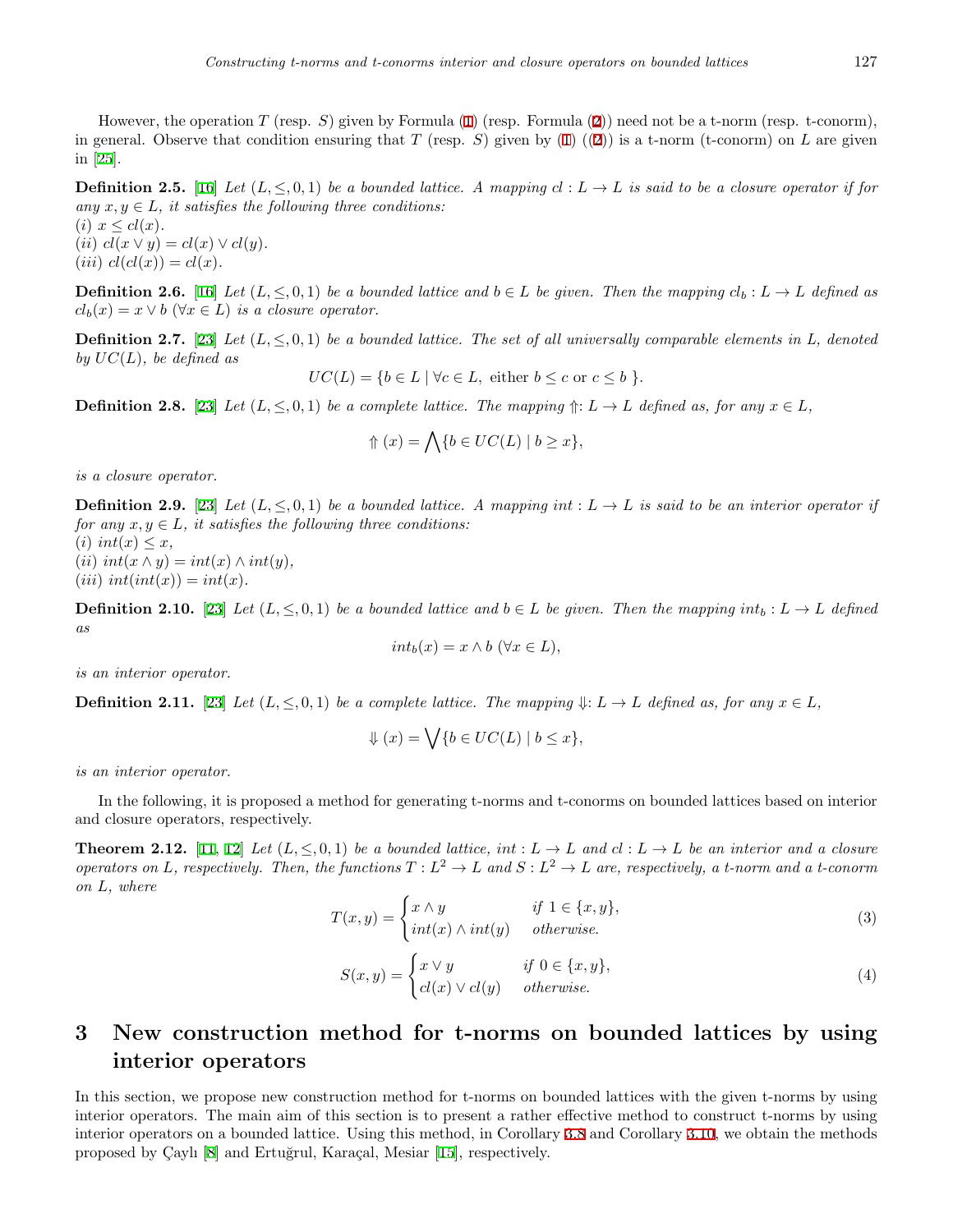However, the operation $T$ (resp. $S$) given by Formula (1) (resp. Formula (2)) need not be a t-norm (resp. t-conorm), in general. Observe that condition ensuring that $T$ (resp. $S$) given by (1) ((2)) is a t-norm (t-conorm) on $L$ are given in [25].

**Definition 2.5.** [16] *Let $(L, \leq, 0, 1)$ be a bounded lattice. A mapping $cl : L \to L$ is said to be a closure operator if for any $x, y \in L$, it satisfies the following three conditions:*
*(i) $x \leq cl(x)$.*
*(ii) $cl(x \vee y) = cl(x) \vee cl(y)$.*
*(iii) $cl(cl(x)) = cl(x)$.*

**Definition 2.6.** [16] *Let $(L, \leq, 0, 1)$ be a bounded lattice and $b \in L$ be given. Then the mapping $cl_b : L \to L$ defined as $cl_b(x) = x \vee b$ $(\forall x \in L)$ is a closure operator.*

**Definition 2.7.** [23] *Let $(L, \leq, 0, 1)$ be a bounded lattice. The set of all universally comparable elements in $L$, denoted by $UC(L)$, be defined as*

$$UC(L) = \{b \in L \mid \forall c \in L, \text{ either } b \leq c \text{ or } c \leq b \}.$$

**Definition 2.8.** [23] *Let $(L, \leq, 0, 1)$ be a complete lattice. The mapping $\Uparrow : L \to L$ defined as, for any $x \in L$,*

$$\Uparrow(x) = \bigwedge \{b \in UC(L) \mid b \geq x\},$$

*is a closure operator.*

**Definition 2.9.** [23] *Let $(L, \leq, 0, 1)$ be a bounded lattice. A mapping $int : L \to L$ is said to be an interior operator if for any $x, y \in L$, it satisfies the following three conditions:*
*(i) $int(x) \leq x$,*
*(ii) $int(x \wedge y) = int(x) \wedge int(y)$,*
*(iii) $int(int(x)) = int(x)$.*

**Definition 2.10.** [23] *Let $(L, \leq, 0, 1)$ be a bounded lattice and $b \in L$ be given. Then the mapping $int_b : L \to L$ defined as*

$$int_b(x) = x \wedge b \ (\forall x \in L),$$

*is an interior operator.*

**Definition 2.11.** [23] *Let $(L, \leq, 0, 1)$ be a complete lattice. The mapping $\Downarrow : L \to L$ defined as, for any $x \in L$,*

$$\Downarrow(x) = \bigvee \{b \in UC(L) \mid b \leq x\},$$

*is an interior operator.*

In the following, it is proposed a method for generating t-norms and t-conorms on bounded lattices based on interior and closure operators, respectively.

**Theorem 2.12.** [11, 12] *Let $(L, \leq, 0, 1)$ be a bounded lattice, $int : L \to L$ and $cl : L \to L$ be an interior and a closure operators on $L$, respectively. Then, the functions $T : L^2 \to L$ and $S : L^2 \to L$ are, respectively, a t-norm and a t-conorm on $L$, where*

$$T(x, y) = \begin{cases} x \wedge y & \text{if } 1 \in \{x, y\}, \\ int(x) \wedge int(y) & \text{otherwise.} \end{cases} \tag{3}$$

$$S(x, y) = \begin{cases} x \vee y & \text{if } 0 \in \{x, y\}, \\ cl(x) \vee cl(y) & \text{otherwise.} \end{cases} \tag{4}$$

# 3 New construction method for t-norms on bounded lattices by using interior operators

In this section, we propose new construction method for t-norms on bounded lattices with the given t-norms by using interior operators. The main aim of this section is to present a rather effective method to construct t-norms by using interior operators on a bounded lattice. Using this method, in Corollary 3.8 and Corollary 3.10, we obtain the methods proposed by Çaylı [8] and Ertuğrul, Karaçal, Mesiar [15], respectively.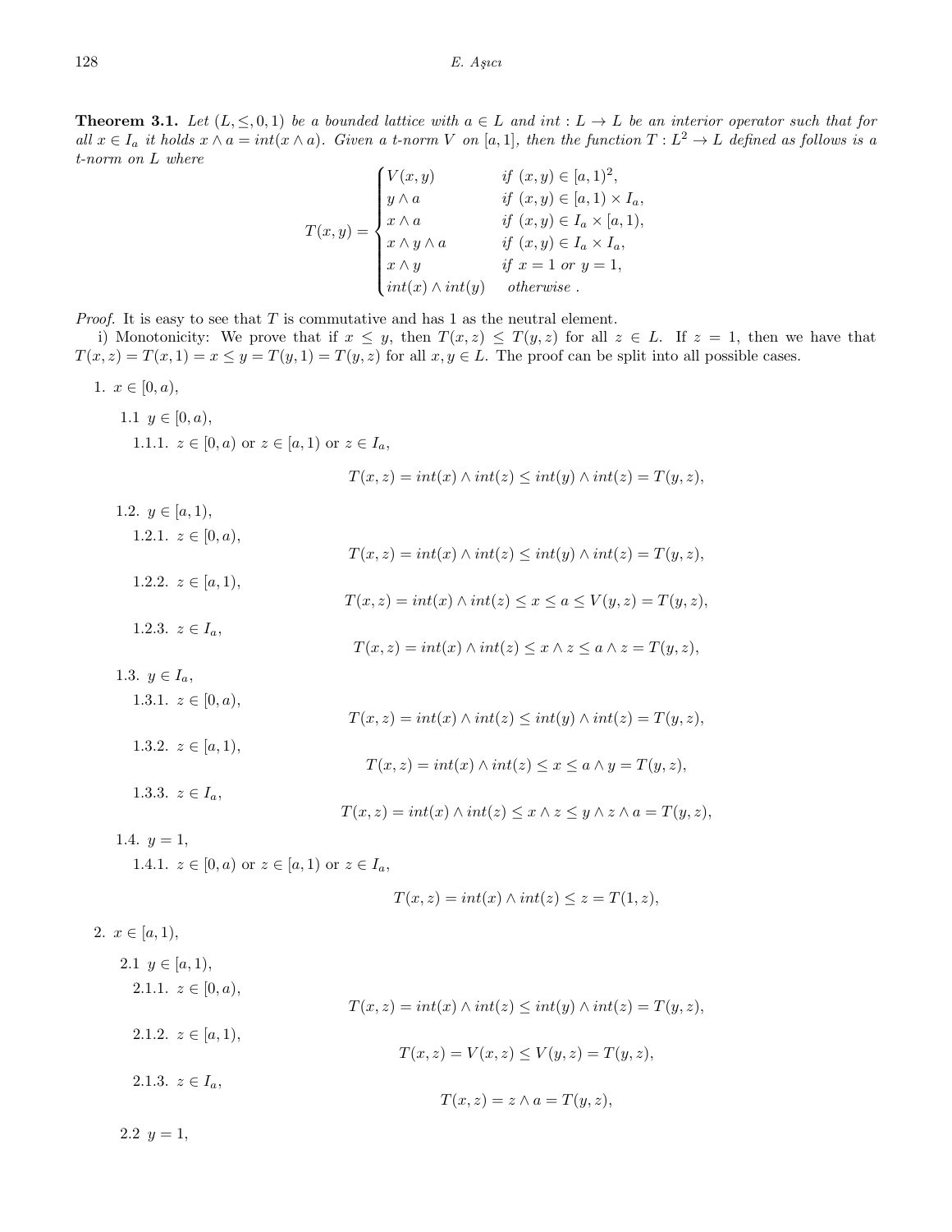**Theorem 3.1.** *Let $(L, \leq, 0, 1)$ be a bounded lattice with $a \in L$ and $int : L \to L$ be an interior operator such that for all $x \in I_a$ it holds $x \wedge a = int(x \wedge a)$. Given a t-norm $V$ on $[a, 1]$, then the function $T : L^2 \to L$ defined as follows is a t-norm on $L$ where*

$$T(x,y) = \begin{cases} V(x,y) & \text{if } (x,y) \in [a,1)^2, \\ y \wedge a & \text{if } (x,y) \in [a,1) \times I_a, \\ x \wedge a & \text{if } (x,y) \in I_a \times [a,1), \\ x \wedge y \wedge a & \text{if } (x,y) \in I_a \times I_a, \\ x \wedge y & \text{if } x = 1 \text{ or } y = 1, \\ int(x) \wedge int(y) & \text{otherwise}. \end{cases}$$

*Proof.* It is easy to see that $T$ is commutative and has 1 as the neutral element.

i) Monotonicity: We prove that if $x \leq y$, then $T(x,z) \leq T(y,z)$ for all $z \in L$. If $z = 1$, then we have that $T(x,z) = T(x,1) = x \leq y = T(y,1) = T(y,z)$ for all $x, y \in L$. The proof can be split into all possible cases.

1. $x \in [0, a)$,
   - 1.1 $y \in [0, a)$,
     - 1.1.1. $z \in [0, a)$ or $z \in [a, 1)$ or $z \in I_a$,
     $$T(x,z) = int(x) \wedge int(z) \leq int(y) \wedge int(z) = T(y,z),$$
   - 1.2. $y \in [a, 1)$,
     - 1.2.1. $z \in [0, a)$,
     $$T(x,z) = int(x) \wedge int(z) \leq int(y) \wedge int(z) = T(y,z),$$
     - 1.2.2. $z \in [a, 1)$,
     $$T(x,z) = int(x) \wedge int(z) \leq x \leq a \leq V(y,z) = T(y,z),$$
     - 1.2.3. $z \in I_a$,
     $$T(x,z) = int(x) \wedge int(z) \leq x \wedge z \leq a \wedge z = T(y,z),$$
   - 1.3. $y \in I_a$,
     - 1.3.1. $z \in [0, a)$,
     $$T(x,z) = int(x) \wedge int(z) \leq int(y) \wedge int(z) = T(y,z),$$
     - 1.3.2. $z \in [a, 1)$,
     $$T(x,z) = int(x) \wedge int(z) \leq x \leq a \wedge y = T(y,z),$$
     - 1.3.3. $z \in I_a$,
     $$T(x,z) = int(x) \wedge int(z) \leq x \wedge z \leq y \wedge z \wedge a = T(y,z),$$
   - 1.4. $y = 1$,
     - 1.4.1. $z \in [0, a)$ or $z \in [a, 1)$ or $z \in I_a$,
     $$T(x,z) = int(x) \wedge int(z) \leq z = T(1,z),$$
2. $x \in [a, 1)$,
   - 2.1 $y \in [a, 1)$,
     - 2.1.1. $z \in [0, a)$,
     $$T(x,z) = int(x) \wedge int(z) \leq int(y) \wedge int(z) = T(y,z),$$
     - 2.1.2. $z \in [a, 1)$,
     $$T(x,z) = V(x,z) \leq V(y,z) = T(y,z),$$
     - 2.1.3. $z \in I_a$,
     $$T(x,z) = z \wedge a = T(y,z),$$
   - 2.2 $y = 1$,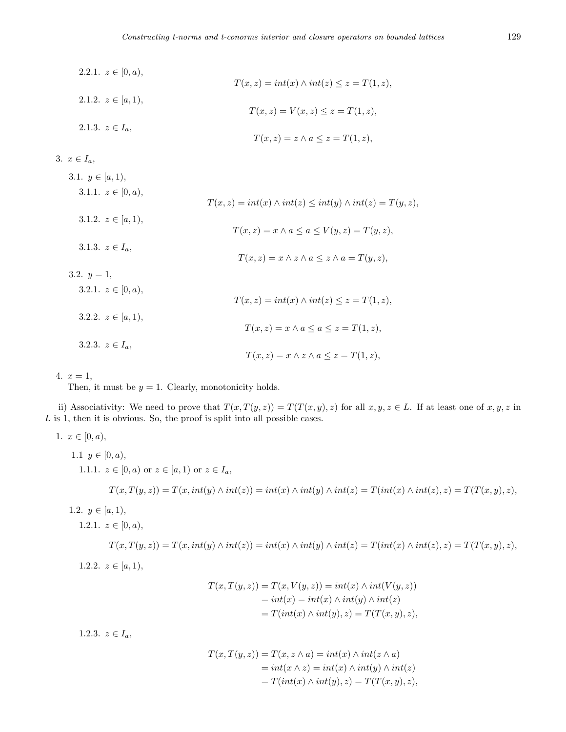2.2.1. $z \in [0, a)$,

$$T(x, z) = int(x) \wedge int(z) \leq z = T(1, z),$$

2.1.2. $z \in [a, 1)$,

$$T(x, z) = V(x, z) \leq z = T(1, z),$$

2.1.3. $z \in I_a$,

$$T(x, z) = z \wedge a \leq z = T(1, z),$$

3. $x \in I_a$,

 3.1. $y \in [a, 1)$,

  3.1.1. $z \in [0, a)$,

$$T(x, z) = int(x) \wedge int(z) \leq int(y) \wedge int(z) = T(y, z),$$

  3.1.2. $z \in [a, 1)$,

$$T(x, z) = x \wedge a \leq a \leq V(y, z) = T(y, z),$$

  3.1.3. $z \in I_a$,

$$T(x, z) = x \wedge z \wedge a \leq z \wedge a = T(y, z),$$

 3.2. $y = 1$,

  3.2.1. $z \in [0, a)$,

$$T(x, z) = int(x) \wedge int(z) \leq z = T(1, z),$$

  3.2.2. $z \in [a, 1)$,

$$T(x, z) = x \wedge a \leq a \leq z = T(1, z),$$

  3.2.3. $z \in I_a$,

$$T(x, z) = x \wedge z \wedge a \leq z = T(1, z),$$

4. $x = 1$,
 Then, it must be $y = 1$. Clearly, monotonicity holds.

ii) Associativity: We need to prove that $T(x, T(y, z)) = T(T(x, y), z)$ for all $x, y, z \in L$. If at least one of $x, y, z$ in $L$ is 1, then it is obvious. So, the proof is split into all possible cases.

1. $x \in [0, a)$,

 1.1 $y \in [0, a)$,

  1.1.1. $z \in [0, a)$ or $z \in [a, 1)$ or $z \in I_a$,

$$T(x, T(y, z)) = T(x, int(y) \wedge int(z)) = int(x) \wedge int(y) \wedge int(z) = T(int(x) \wedge int(z), z) = T(T(x, y), z),$$

 1.2. $y \in [a, 1)$,

  1.2.1. $z \in [0, a)$,

$$T(x, T(y, z)) = T(x, int(y) \wedge int(z)) = int(x) \wedge int(y) \wedge int(z) = T(int(x) \wedge int(z), z) = T(T(x, y), z),$$

  1.2.2. $z \in [a, 1)$,

$$\begin{aligned} T(x, T(y, z)) &= T(x, V(y, z)) = int(x) \wedge int(V(y, z)) \\ &= int(x) = int(x) \wedge int(y) \wedge int(z) \\ &= T(int(x) \wedge int(y), z) = T(T(x, y), z), \end{aligned}$$

  1.2.3. $z \in I_a$,

$$\begin{aligned} T(x, T(y, z)) &= T(x, z \wedge a) = int(x) \wedge int(z \wedge a) \\ &= int(x \wedge z) = int(x) \wedge int(y) \wedge int(z) \\ &= T(int(x) \wedge int(y), z) = T(T(x, y), z), \end{aligned}$$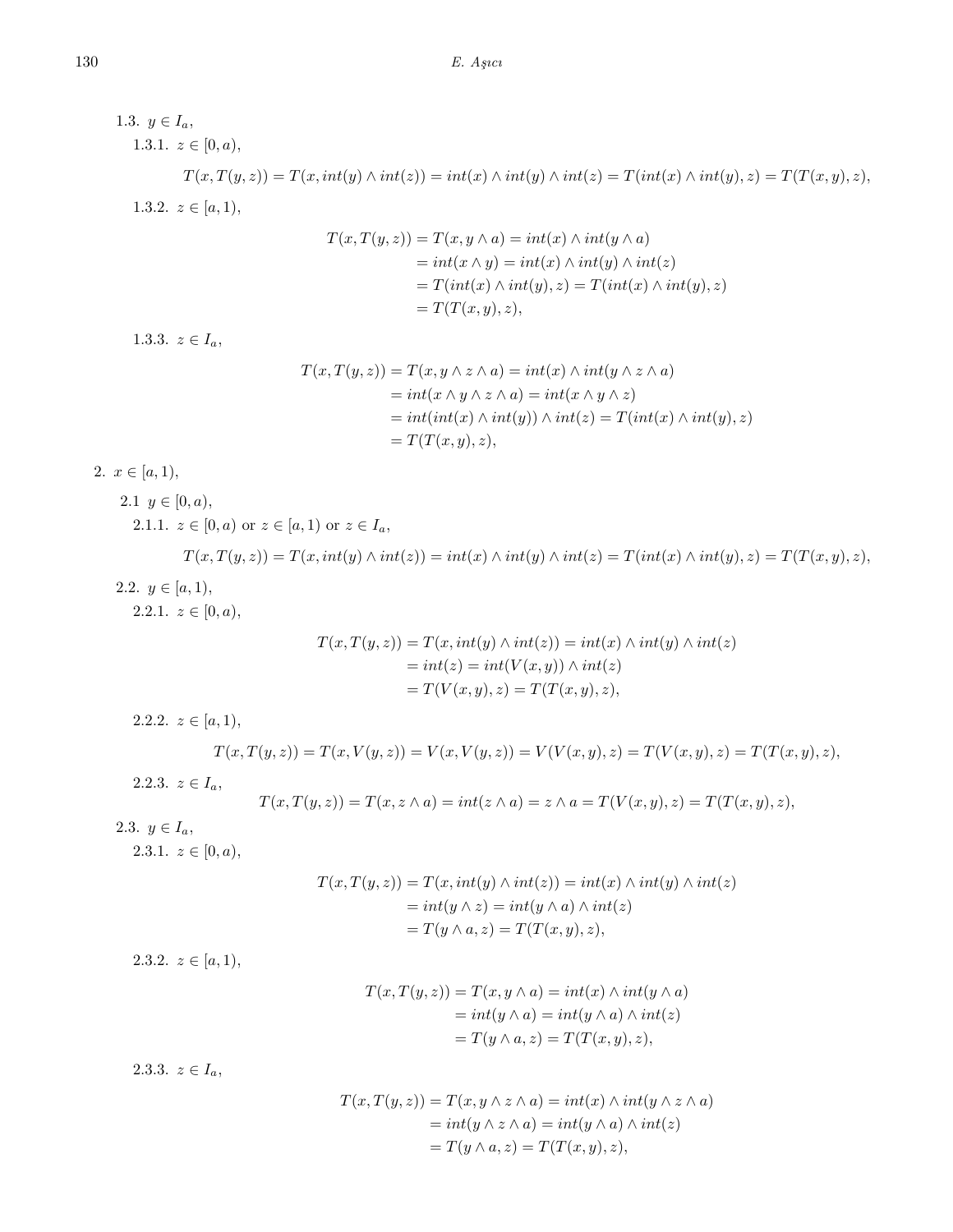1.3. $y \in I_a$,

1.3.1. $z \in [0, a)$,

$$T(x, T(y, z)) = T(x, int(y) \wedge int(z)) = int(x) \wedge int(y) \wedge int(z) = T(int(x) \wedge int(y), z) = T(T(x, y), z),$$

1.3.2. $z \in [a, 1)$,

$$\begin{aligned} T(x, T(y, z)) &= T(x, y \wedge a) = int(x) \wedge int(y \wedge a) \\ &= int(x \wedge y) = int(x) \wedge int(y) \wedge int(z) \\ &= T(int(x) \wedge int(y), z) = T(int(x) \wedge int(y), z) \\ &= T(T(x, y), z), \end{aligned}$$

1.3.3. $z \in I_a$,

$$\begin{aligned} T(x, T(y, z)) &= T(x, y \wedge z \wedge a) = int(x) \wedge int(y \wedge z \wedge a) \\ &= int(x \wedge y \wedge z \wedge a) = int(x \wedge y \wedge z) \\ &= int(int(x) \wedge int(y)) \wedge int(z) = T(int(x) \wedge int(y), z) \\ &= T(T(x, y), z), \end{aligned}$$

2. $x \in [a, 1)$,

2.1 $y \in [0, a)$,

2.1.1. $z \in [0, a)$ or $z \in [a, 1)$ or $z \in I_a$,

$$T(x, T(y, z)) = T(x, int(y) \wedge int(z)) = int(x) \wedge int(y) \wedge int(z) = T(int(x) \wedge int(y), z) = T(T(x, y), z),$$

2.2. $y \in [a, 1)$,

2.2.1. $z \in [0, a)$,

$$\begin{aligned} T(x, T(y, z)) &= T(x, int(y) \wedge int(z)) = int(x) \wedge int(y) \wedge int(z) \\ &= int(z) = int(V(x, y)) \wedge int(z) \\ &= T(V(x, y), z) = T(T(x, y), z), \end{aligned}$$

2.2.2. $z \in [a, 1)$,

$$T(x, T(y, z)) = T(x, V(y, z)) = V(x, V(y, z)) = V(V(x, y), z) = T(V(x, y), z) = T(T(x, y), z),$$

2.2.3. $z \in I_a$,

$$T(x, T(y, z)) = T(x, z \wedge a) = int(z \wedge a) = z \wedge a = T(V(x, y), z) = T(T(x, y), z),$$

2.3. $y \in I_a$,

2.3.1. $z \in [0, a)$,

$$\begin{aligned} T(x, T(y, z)) &= T(x, int(y) \wedge int(z)) = int(x) \wedge int(y) \wedge int(z) \\ &= int(y \wedge z) = int(y \wedge a) \wedge int(z) \\ &= T(y \wedge a, z) = T(T(x, y), z), \end{aligned}$$

2.3.2. $z \in [a, 1)$,

$$\begin{aligned} T(x, T(y, z)) &= T(x, y \wedge a) = int(x) \wedge int(y \wedge a) \\ &= int(y \wedge a) = int(y \wedge a) \wedge int(z) \\ &= T(y \wedge a, z) = T(T(x, y), z), \end{aligned}$$

2.3.3. $z \in I_a$,

$$\begin{aligned} T(x, T(y, z)) &= T(x, y \wedge z \wedge a) = int(x) \wedge int(y \wedge z \wedge a) \\ &= int(y \wedge z \wedge a) = int(y \wedge a) \wedge int(z) \\ &= T(y \wedge a, z) = T(T(x, y), z), \end{aligned}$$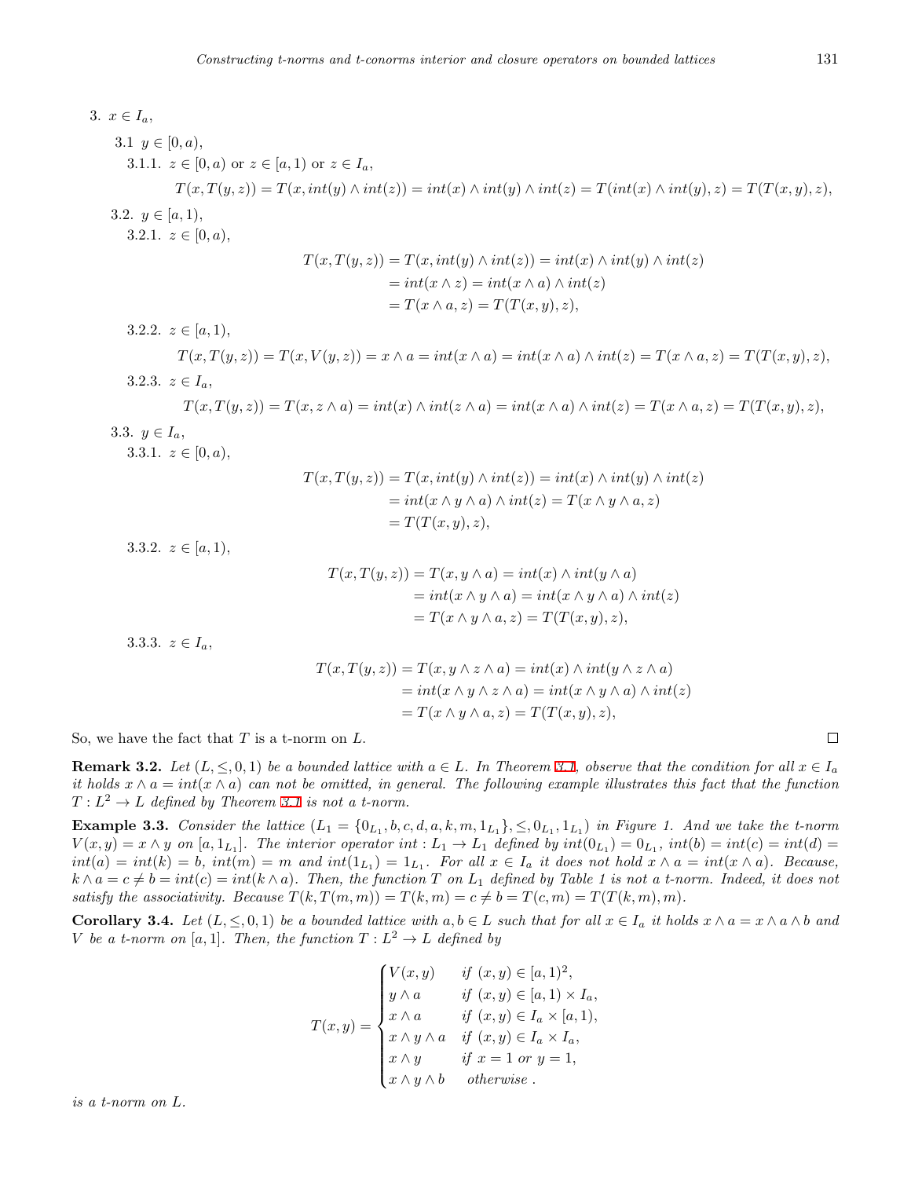3. $x \in I_a$,

 3.1 $y \in [0, a)$,

  3.1.1. $z \in [0, a)$ or $z \in [a, 1)$ or $z \in I_a$,

$$T(x, T(y, z)) = T(x, int(y) \wedge int(z)) = int(x) \wedge int(y) \wedge int(z) = T(int(x) \wedge int(y), z) = T(T(x, y), z),$$

 3.2. $y \in [a, 1)$,

  3.2.1. $z \in [0, a)$,

$$\begin{aligned} T(x, T(y, z)) &= T(x, int(y) \wedge int(z)) = int(x) \wedge int(y) \wedge int(z) \\ &= int(x \wedge z) = int(x \wedge a) \wedge int(z) \\ &= T(x \wedge a, z) = T(T(x, y), z), \end{aligned}$$

  3.2.2. $z \in [a, 1)$,

$$T(x, T(y, z)) = T(x, V(y, z)) = x \wedge a = int(x \wedge a) = int(x \wedge a) \wedge int(z) = T(x \wedge a, z) = T(T(x, y), z),$$

  3.2.3. $z \in I_a$,

$$T(x, T(y, z)) = T(x, z \wedge a) = int(x) \wedge int(z \wedge a) = int(x \wedge a) \wedge int(z) = T(x \wedge a, z) = T(T(x, y), z),$$

 3.3. $y \in I_a$,

  3.3.1. $z \in [0, a)$,

$$\begin{aligned} T(x, T(y, z)) &= T(x, int(y) \wedge int(z)) = int(x) \wedge int(y) \wedge int(z) \\ &= int(x \wedge y \wedge a) \wedge int(z) = T(x \wedge y \wedge a, z) \\ &= T(T(x, y), z), \end{aligned}$$

  3.3.2. $z \in [a, 1)$,

$$\begin{aligned} T(x, T(y, z)) &= T(x, y \wedge a) = int(x) \wedge int(y \wedge a) \\ &= int(x \wedge y \wedge a) = int(x \wedge y \wedge a) \wedge int(z) \\ &= T(x \wedge y \wedge a, z) = T(T(x, y), z), \end{aligned}$$

  3.3.3. $z \in I_a$,

$$\begin{aligned} T(x, T(y, z)) &= T(x, y \wedge z \wedge a) = int(x) \wedge int(y \wedge z \wedge a) \\ &= int(x \wedge y \wedge z \wedge a) = int(x \wedge y \wedge a) \wedge int(z) \\ &= T(x \wedge y \wedge a, z) = T(T(x, y), z), \end{aligned}$$

So, we have the fact that $T$ is a t-norm on $L$. □

**Remark 3.2.** *Let $(L, \leq, 0, 1)$ be a bounded lattice with $a \in L$. In Theorem 3.1, observe that the condition for all $x \in I_a$ it holds $x \wedge a = int(x \wedge a)$ can not be omitted, in general. The following example illustrates this fact that the function $T : L^2 \to L$ defined by Theorem 3.1 is not a t-norm.*

**Example 3.3.** *Consider the lattice $(L_1 = \{0_{L_1}, b, c, d, a, k, m, 1_{L_1}\}, \leq, 0_{L_1}, 1_{L_1})$ in Figure 1. And we take the t-norm $V(x, y) = x \wedge y$ on $[a, 1_{L_1}]$. The interior operator $int : L_1 \to L_1$ defined by $int(0_{L_1}) = 0_{L_1}$, $int(b) = int(c) = int(d) = int(a) = int(k) = b$, $int(m) = m$ and $int(1_{L_1}) = 1_{L_1}$. For all $x \in I_a$ it does not hold $x \wedge a = int(x \wedge a)$. Because, $k \wedge a = c \neq b = int(c) = int(k \wedge a)$. Then, the function $T$ on $L_1$ defined by Table 1 is not a t-norm. Indeed, it does not satisfy the associativity. Because $T(k, T(m, m)) = T(k, m) = c \neq b = T(c, m) = T(T(k, m), m)$.*

**Corollary 3.4.** *Let $(L, \leq, 0, 1)$ be a bounded lattice with $a, b \in L$ such that for all $x \in I_a$ it holds $x \wedge a = x \wedge a \wedge b$ and $V$ be a t-norm on $[a, 1]$. Then, the function $T : L^2 \to L$ defined by*

$$T(x, y) = \begin{cases} V(x, y) & \text{if } (x, y) \in [a, 1)^2, \\ y \wedge a & \text{if } (x, y) \in [a, 1) \times I_a, \\ x \wedge a & \text{if } (x, y) \in I_a \times [a, 1), \\ x \wedge y \wedge a & \text{if } (x, y) \in I_a \times I_a, \\ x \wedge y & \text{if } x = 1 \text{ or } y = 1, \\ x \wedge y \wedge b & \text{otherwise}. \end{cases}$$

*is a t-norm on $L$.*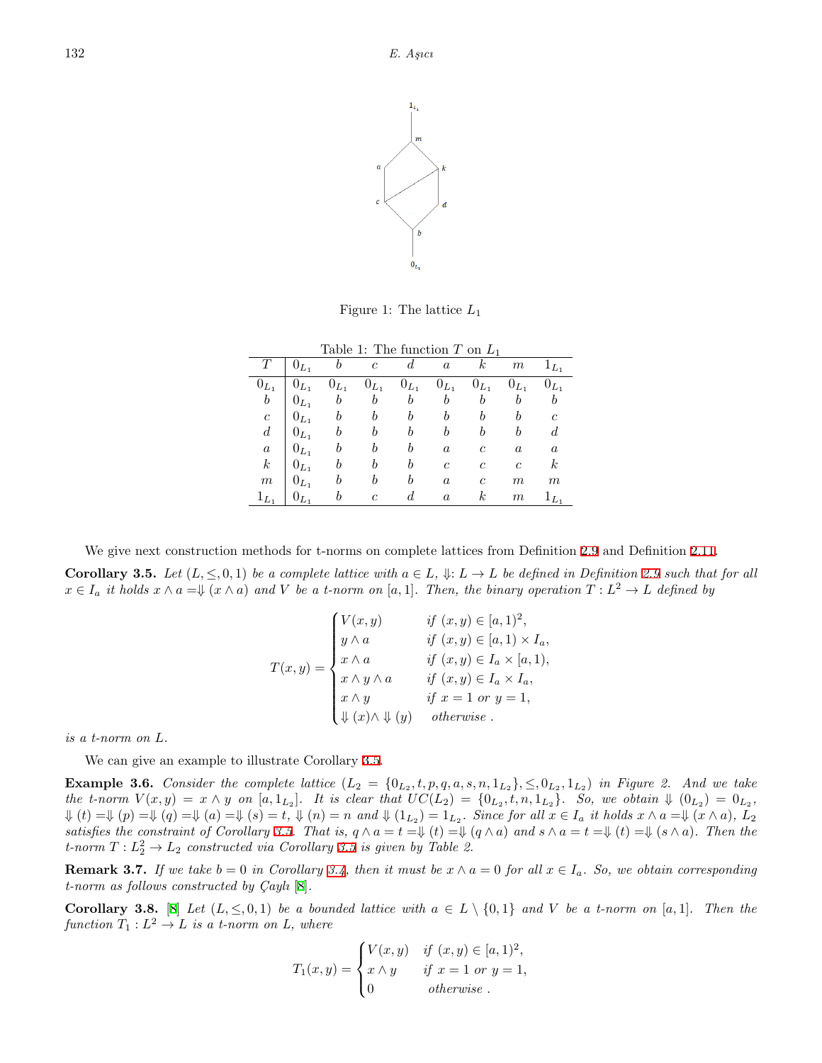Figure 1: The lattice $L_1$

Table 1: The function $T$ on $L_1$

| $T$ | $0_{L_1}$ | $b$ | $c$ | $d$ | $a$ | $k$ | $m$ | $1_{L_1}$ |
|---|---|---|---|---|---|---|---|---|
| $0_{L_1}$ | $0_{L_1}$ | $0_{L_1}$ | $0_{L_1}$ | $0_{L_1}$ | $0_{L_1}$ | $0_{L_1}$ | $0_{L_1}$ | $0_{L_1}$ |
| $b$ | $0_{L_1}$ | $b$ | $b$ | $b$ | $b$ | $b$ | $b$ | $b$ |
| $c$ | $0_{L_1}$ | $b$ | $b$ | $b$ | $b$ | $b$ | $b$ | $c$ |
| $d$ | $0_{L_1}$ | $b$ | $b$ | $b$ | $b$ | $b$ | $b$ | $d$ |
| $a$ | $0_{L_1}$ | $b$ | $b$ | $b$ | $a$ | $c$ | $a$ | $a$ |
| $k$ | $0_{L_1}$ | $b$ | $b$ | $b$ | $c$ | $c$ | $c$ | $k$ |
| $m$ | $0_{L_1}$ | $b$ | $b$ | $b$ | $a$ | $c$ | $m$ | $m$ |
| $1_{L_1}$ | $0_{L_1}$ | $b$ | $c$ | $d$ | $a$ | $k$ | $m$ | $1_{L_1}$ |

We give next construction methods for t-norms on complete lattices from Definition 2.9 and Definition 2.11.

**Corollary 3.5.** *Let $(L, \leq, 0, 1)$ be a complete lattice with $a \in L$, $\Downarrow: L \to L$ be defined in Definition 2.9 such that for all $x \in I_a$ it holds $x \wedge a = \Downarrow (x \wedge a)$ and $V$ be a t-norm on $[a, 1]$. Then, the binary operation $T : L^2 \to L$ defined by*

$$T(x,y) = \begin{cases} V(x,y) & \text{if } (x,y) \in [a,1)^2, \\ y \wedge a & \text{if } (x,y) \in [a,1) \times I_a, \\ x \wedge a & \text{if } (x,y) \in I_a \times [a,1), \\ x \wedge y \wedge a & \text{if } (x,y) \in I_a \times I_a, \\ x \wedge y & \text{if } x = 1 \text{ or } y = 1, \\ \Downarrow (x) \wedge \Downarrow (y) & \text{otherwise} . \end{cases}$$

*is a t-norm on $L$.*

We can give an example to illustrate Corollary 3.5.

**Example 3.6.** *Consider the complete lattice $(L_2 = \{0_{L_2}, t, p, q, a, s, n, 1_{L_2}\}, \leq, 0_{L_2}, 1_{L_2})$ in Figure 2. And we take the t-norm $V(x, y) = x \wedge y$ on $[a, 1_{L_2}]$. It is clear that $UC(L_2) = \{0_{L_2}, t, n, 1_{L_2}\}$. So, we obtain $\Downarrow (0_{L_2}) = 0_{L_2}$, $\Downarrow (t) = \Downarrow (p) = \Downarrow (q) = \Downarrow (a) = \Downarrow (s) = t$, $\Downarrow (n) = n$ and $\Downarrow (1_{L_2}) = 1_{L_2}$. Since for all $x \in I_a$ it holds $x \wedge a = \Downarrow (x \wedge a)$, $L_2$ satisfies the constraint of Corollary 3.5. That is, $q \wedge a = t = \Downarrow (t) = \Downarrow (q \wedge a)$ and $s \wedge a = t = \Downarrow (t) = \Downarrow (s \wedge a)$. Then the t-norm $T : L_2^2 \to L_2$ constructed via Corollary 3.5 is given by Table 2.*

**Remark 3.7.** *If we take $b = 0$ in Corollary 3.4, then it must be $x \wedge a = 0$ for all $x \in I_a$. So, we obtain corresponding t-norm as follows constructed by Çaylı [8].*

**Corollary 3.8.** [8] *Let $(L, \leq, 0, 1)$ be a bounded lattice with $a \in L \setminus \{0, 1\}$ and $V$ be a t-norm on $[a, 1]$. Then the function $T_1 : L^2 \to L$ is a t-norm on $L$, where*

$$T_1(x,y) = \begin{cases} V(x,y) & \text{if } (x,y) \in [a,1)^2, \\ x \wedge y & \text{if } x = 1 \text{ or } y = 1, \\ 0 & \text{otherwise} . \end{cases}$$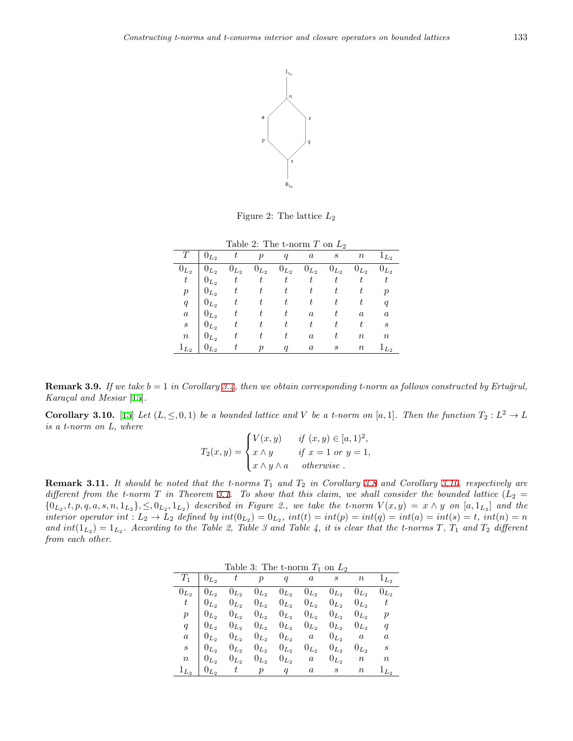Figure 2: The lattice $L_2$

Table 2: The t-norm $T$ on $L_2$

| $T$ | $0_{L_2}$ | $t$ | $p$ | $q$ | $a$ | $s$ | $n$ | $1_{L_2}$ |
|---|---|---|---|---|---|---|---|---|
| $0_{L_2}$ | $0_{L_2}$ | $0_{L_2}$ | $0_{L_2}$ | $0_{L_2}$ | $0_{L_2}$ | $0_{L_2}$ | $0_{L_2}$ | $0_{L_2}$ |
| $t$ | $0_{L_2}$ | $t$ | $t$ | $t$ | $t$ | $t$ | $t$ | $t$ |
| $p$ | $0_{L_2}$ | $t$ | $t$ | $t$ | $t$ | $t$ | $t$ | $p$ |
| $q$ | $0_{L_2}$ | $t$ | $t$ | $t$ | $t$ | $t$ | $t$ | $q$ |
| $a$ | $0_{L_2}$ | $t$ | $t$ | $t$ | $a$ | $t$ | $a$ | $a$ |
| $s$ | $0_{L_2}$ | $t$ | $t$ | $t$ | $t$ | $t$ | $t$ | $s$ |
| $n$ | $0_{L_2}$ | $t$ | $t$ | $t$ | $a$ | $t$ | $n$ | $n$ |
| $1_{L_2}$ | $0_{L_2}$ | $t$ | $p$ | $q$ | $a$ | $s$ | $n$ | $1_{L_2}$ |

**Remark 3.9.** *If we take $b = 1$ in Corollary 3.4, then we obtain corresponding t-norm as follows constructed by Ertuğrul, Karaçal and Mesiar [15].*

**Corollary 3.10.** [15] *Let $(L, \leq, 0, 1)$ be a bounded lattice and $V$ be a t-norm on $[a, 1]$. Then the function $T_2 : L^2 \to L$ is a t-norm on $L$, where*

$$T_2(x, y) = \begin{cases} V(x, y) & \text{if } (x, y) \in [a, 1)^2, \\ x \wedge y & \text{if } x = 1 \text{ or } y = 1, \\ x \wedge y \wedge a & \text{otherwise .} \end{cases}$$

**Remark 3.11.** *It should be noted that the t-norms $T_1$ and $T_2$ in Corollary 3.8 and Corollary 3.10, respectively are different from the t-norm $T$ in Theorem 3.1. To show that this claim, we shall consider the bounded lattice $(L_2 = \{0_{L_2}, t, p, q, a, s, n, 1_{L_2}\}, \leq, 0_{L_2}, 1_{L_2})$ described in Figure 2., we take the t-norm $V(x, y) = x \wedge y$ on $[a, 1_{L_2}]$ and the interior operator $int : L_2 \to L_2$ defined by $int(0_{L_2}) = 0_{L_2}$, $int(t) = int(p) = int(q) = int(a) = int(s) = t$, $int(n) = n$ and $int(1_{L_2}) = 1_{L_2}$. According to the Table 2, Table 3 and Table 4, it is clear that the t-norms $T$, $T_1$ and $T_2$ different from each other.*

Table 3: The t-norm $T_1$ on $L_2$

| $T_1$ | $0_{L_2}$ | $t$ | $p$ | $q$ | $a$ | $s$ | $n$ | $1_{L_2}$ |
|---|---|---|---|---|---|---|---|---|
| $0_{L_2}$ | $0_{L_2}$ | $0_{L_2}$ | $0_{L_2}$ | $0_{L_2}$ | $0_{L_2}$ | $0_{L_2}$ | $0_{L_2}$ | $0_{L_2}$ |
| $t$ | $0_{L_2}$ | $0_{L_2}$ | $0_{L_2}$ | $0_{L_2}$ | $0_{L_2}$ | $0_{L_2}$ | $0_{L_2}$ | $t$ |
| $p$ | $0_{L_2}$ | $0_{L_2}$ | $0_{L_2}$ | $0_{L_2}$ | $0_{L_2}$ | $0_{L_2}$ | $0_{L_2}$ | $p$ |
| $q$ | $0_{L_2}$ | $0_{L_2}$ | $0_{L_2}$ | $0_{L_2}$ | $0_{L_2}$ | $0_{L_2}$ | $0_{L_2}$ | $q$ |
| $a$ | $0_{L_2}$ | $0_{L_2}$ | $0_{L_2}$ | $0_{L_2}$ | $a$ | $0_{L_2}$ | $a$ | $a$ |
| $s$ | $0_{L_2}$ | $0_{L_2}$ | $0_{L_2}$ | $0_{L_2}$ | $0_{L_2}$ | $0_{L_2}$ | $0_{L_2}$ | $s$ |
| $n$ | $0_{L_2}$ | $0_{L_2}$ | $0_{L_2}$ | $0_{L_2}$ | $a$ | $0_{L_2}$ | $n$ | $n$ |
| $1_{L_2}$ | $0_{L_2}$ | $t$ | $p$ | $q$ | $a$ | $s$ | $n$ | $1_{L_2}$ |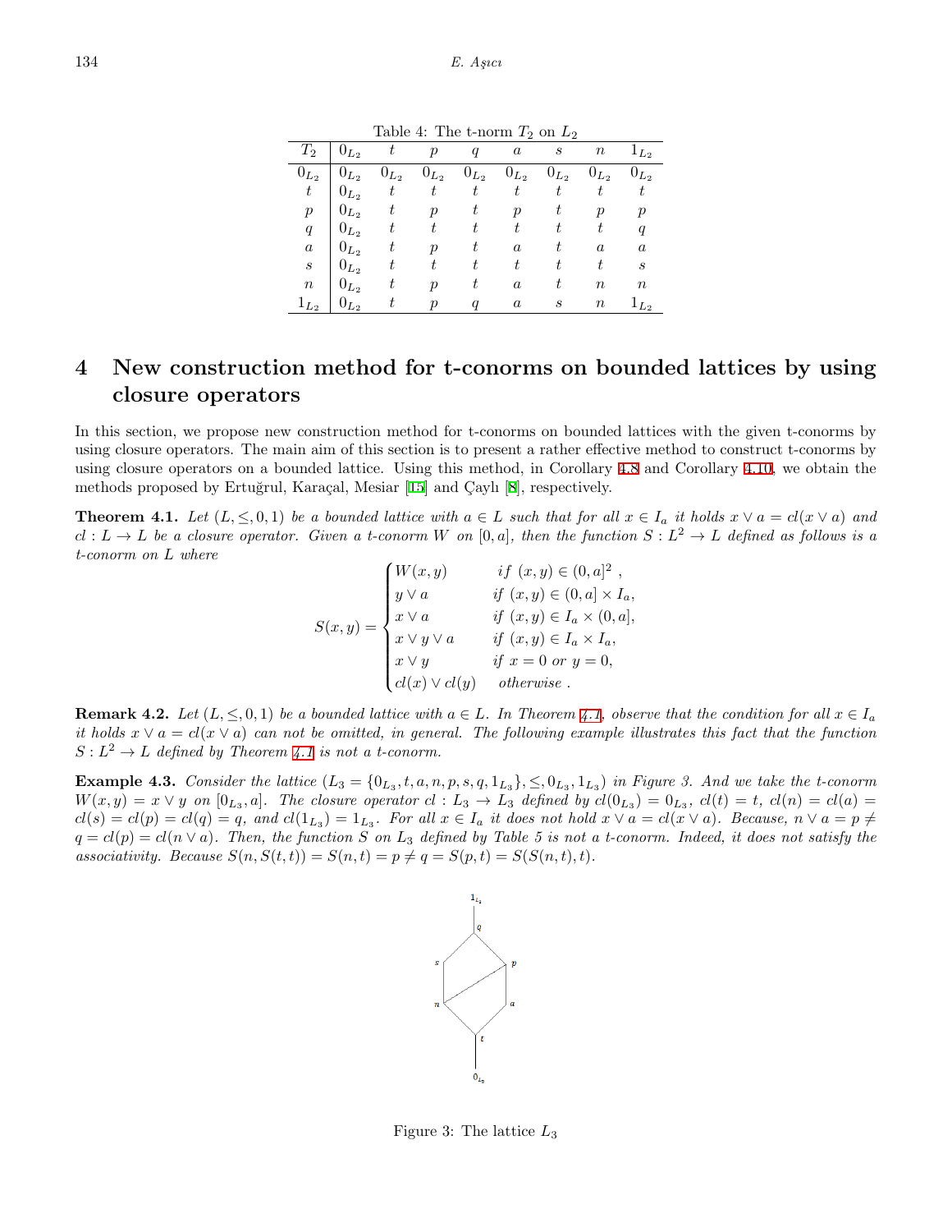Table 4: The t-norm $T_2$ on $L_2$

| $T_2$ | $0_{L_2}$ | $t$ | $p$ | $q$ | $a$ | $s$ | $n$ | $1_{L_2}$ |
|---|---|---|---|---|---|---|---|---|
| $0_{L_2}$ | $0_{L_2}$ | $0_{L_2}$ | $0_{L_2}$ | $0_{L_2}$ | $0_{L_2}$ | $0_{L_2}$ | $0_{L_2}$ | $0_{L_2}$ |
| $t$ | $0_{L_2}$ | $t$ | $t$ | $t$ | $t$ | $t$ | $t$ | $t$ |
| $p$ | $0_{L_2}$ | $t$ | $p$ | $t$ | $p$ | $t$ | $p$ | $p$ |
| $q$ | $0_{L_2}$ | $t$ | $t$ | $t$ | $t$ | $t$ | $t$ | $q$ |
| $a$ | $0_{L_2}$ | $t$ | $p$ | $t$ | $a$ | $t$ | $a$ | $a$ |
| $s$ | $0_{L_2}$ | $t$ | $t$ | $t$ | $t$ | $t$ | $t$ | $s$ |
| $n$ | $0_{L_2}$ | $t$ | $p$ | $t$ | $a$ | $t$ | $n$ | $n$ |
| $1_{L_2}$ | $0_{L_2}$ | $t$ | $p$ | $q$ | $a$ | $s$ | $n$ | $1_{L_2}$ |

# 4 New construction method for t-conorms on bounded lattices by using closure operators

In this section, we propose new construction method for t-conorms on bounded lattices with the given t-conorms by using closure operators. The main aim of this section is to present a rather effective method to construct t-conorms by using closure operators on a bounded lattice. Using this method, in Corollary 4.8 and Corollary 4.10, we obtain the methods proposed by Ertuğrul, Karaçal, Mesiar [15] and Çaylı [8], respectively.

**Theorem 4.1.** *Let $(L, \leq, 0, 1)$ be a bounded lattice with $a \in L$ such that for all $x \in I_a$ it holds $x \vee a = cl(x \vee a)$ and $cl : L \to L$ be a closure operator. Given a t-conorm $W$ on $[0, a]$, then the function $S : L^2 \to L$ defined as follows is a t-conorm on $L$ where*

$$S(x,y) = \begin{cases} W(x,y) & if\ (x,y) \in (0,a]^2\ , \\ y \vee a & if\ (x,y) \in (0,a] \times I_a, \\ x \vee a & if\ (x,y) \in I_a \times (0,a], \\ x \vee y \vee a & if\ (x,y) \in I_a \times I_a, \\ x \vee y & if\ x = 0\ or\ y = 0, \\ cl(x) \vee cl(y) & otherwise\ . \end{cases}$$

**Remark 4.2.** *Let $(L, \leq, 0, 1)$ be a bounded lattice with $a \in L$. In Theorem 4.1, observe that the condition for all $x \in I_a$ it holds $x \vee a = cl(x \vee a)$ can not be omitted, in general. The following example illustrates this fact that the function $S : L^2 \to L$ defined by Theorem 4.1 is not a t-conorm.*

**Example 4.3.** *Consider the lattice $(L_3 = \{0_{L_3}, t, a, n, p, s, q, 1_{L_3}\}, \leq, 0_{L_3}, 1_{L_3})$ in Figure 3. And we take the t-conorm $W(x, y) = x \vee y$ on $[0_{L_3}, a]$. The closure operator $cl : L_3 \to L_3$ defined by $cl(0_{L_3}) = 0_{L_3}$, $cl(t) = t$, $cl(n) = cl(a) = cl(s) = cl(p) = cl(q) = q$, and $cl(1_{L_3}) = 1_{L_3}$. For all $x \in I_a$ it does not hold $x \vee a = cl(x \vee a)$. Because, $n \vee a = p \neq q = cl(p) = cl(n \vee a)$. Then, the function $S$ on $L_3$ defined by Table 5 is not a t-conorm. Indeed, it does not satisfy the associativity. Because $S(n, S(t, t)) = S(n, t) = p \neq q = S(p, t) = S(S(n, t), t)$.*

Figure 3: The lattice $L_3$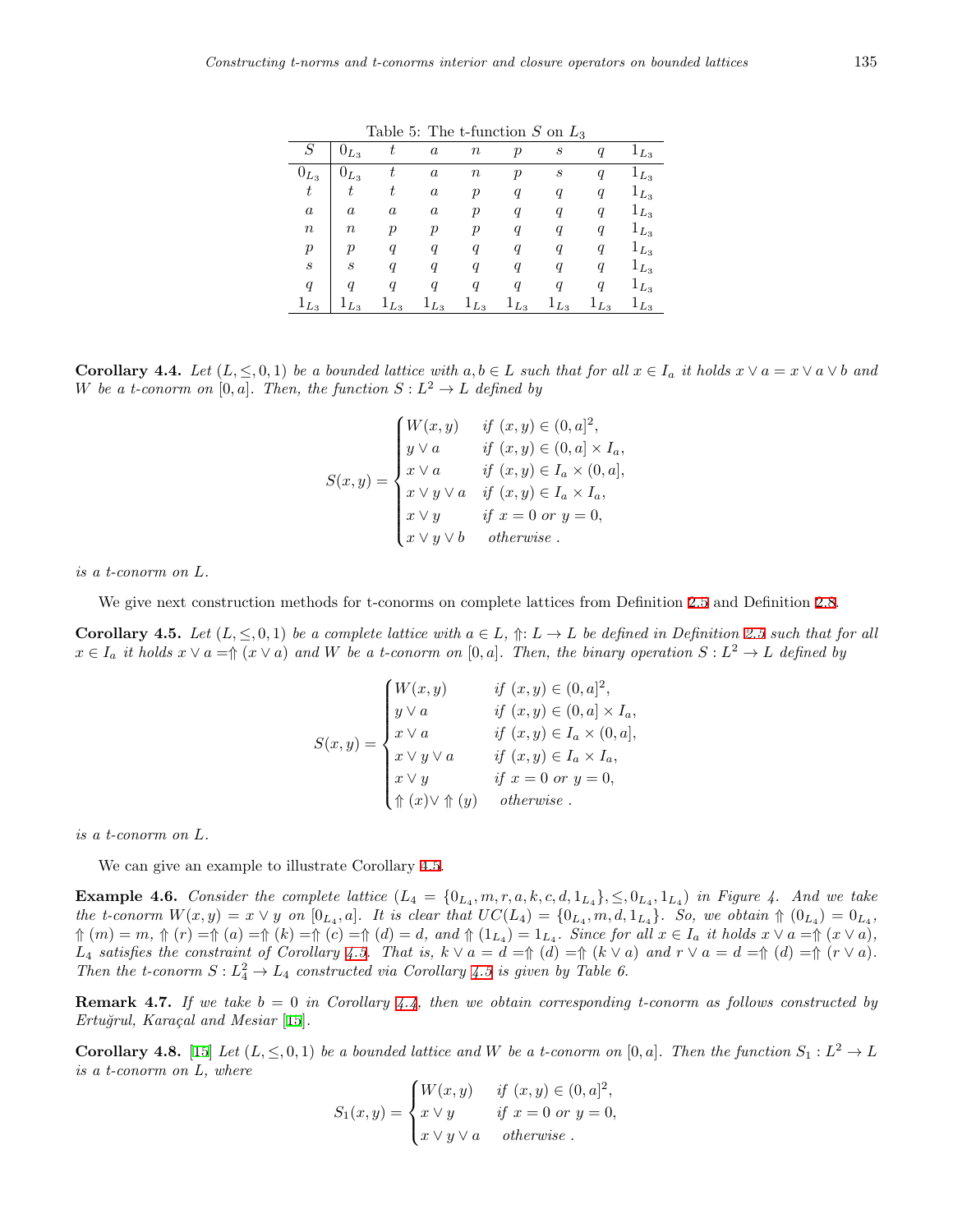Table 5: The t-function $S$ on $L_3$

| $S$ | $0_{L_3}$ | $t$ | $a$ | $n$ | $p$ | $s$ | $q$ | $1_{L_3}$ |
|---|---|---|---|---|---|---|---|---|
| $0_{L_3}$ | $0_{L_3}$ | $t$ | $a$ | $n$ | $p$ | $s$ | $q$ | $1_{L_3}$ |
| $t$ | $t$ | $t$ | $a$ | $p$ | $q$ | $q$ | $q$ | $1_{L_3}$ |
| $a$ | $a$ | $a$ | $a$ | $p$ | $q$ | $q$ | $q$ | $1_{L_3}$ |
| $n$ | $n$ | $p$ | $p$ | $p$ | $q$ | $q$ | $q$ | $1_{L_3}$ |
| $p$ | $p$ | $q$ | $q$ | $q$ | $q$ | $q$ | $q$ | $1_{L_3}$ |
| $s$ | $s$ | $q$ | $q$ | $q$ | $q$ | $q$ | $q$ | $1_{L_3}$ |
| $q$ | $q$ | $q$ | $q$ | $q$ | $q$ | $q$ | $q$ | $1_{L_3}$ |
| $1_{L_3}$ | $1_{L_3}$ | $1_{L_3}$ | $1_{L_3}$ | $1_{L_3}$ | $1_{L_3}$ | $1_{L_3}$ | $1_{L_3}$ | $1_{L_3}$ |

**Corollary 4.4.** *Let $(L, \leq, 0, 1)$ be a bounded lattice with $a, b \in L$ such that for all $x \in I_a$ it holds $x \vee a = x \vee a \vee b$ and $W$ be a t-conorm on $[0, a]$. Then, the function $S : L^2 \to L$ defined by*

$$S(x,y) = \begin{cases} W(x,y) & \text{if } (x,y) \in (0,a]^2, \\ y \vee a & \text{if } (x,y) \in (0,a] \times I_a, \\ x \vee a & \text{if } (x,y) \in I_a \times (0,a], \\ x \vee y \vee a & \text{if } (x,y) \in I_a \times I_a, \\ x \vee y & \text{if } x = 0 \text{ or } y = 0, \\ x \vee y \vee b & \text{otherwise }. \end{cases}$$

*is a t-conorm on $L$.*

We give next construction methods for t-conorms on complete lattices from Definition 2.5 and Definition 2.8.

**Corollary 4.5.** *Let $(L, \leq, 0, 1)$ be a complete lattice with $a \in L$, $\Uparrow: L \to L$ be defined in Definition 2.5 such that for all $x \in I_a$ it holds $x \vee a = \Uparrow (x \vee a)$ and $W$ be a t-conorm on $[0, a]$. Then, the binary operation $S : L^2 \to L$ defined by*

$$S(x,y) = \begin{cases} W(x,y) & \text{if } (x,y) \in (0,a]^2, \\ y \vee a & \text{if } (x,y) \in (0,a] \times I_a, \\ x \vee a & \text{if } (x,y) \in I_a \times (0,a], \\ x \vee y \vee a & \text{if } (x,y) \in I_a \times I_a, \\ x \vee y & \text{if } x = 0 \text{ or } y = 0, \\ \Uparrow (x) \vee \Uparrow (y) & \text{otherwise }. \end{cases}$$

*is a t-conorm on $L$.*

We can give an example to illustrate Corollary 4.5.

**Example 4.6.** *Consider the complete lattice $(L_4 = \{0_{L_4}, m, r, a, k, c, d, 1_{L_4}\}, \leq, 0_{L_4}, 1_{L_4})$ in Figure 4. And we take the t-conorm $W(x, y) = x \vee y$ on $[0_{L_4}, a]$. It is clear that $UC(L_4) = \{0_{L_4}, m, d, 1_{L_4}\}$. So, we obtain $\Uparrow (0_{L_4}) = 0_{L_4}$, $\Uparrow (m) = m$, $\Uparrow (r) = \Uparrow (a) = \Uparrow (k) = \Uparrow (c) = \Uparrow (d) = d$, and $\Uparrow (1_{L_4}) = 1_{L_4}$. Since for all $x \in I_a$ it holds $x \vee a = \Uparrow (x \vee a)$, $L_4$ satisfies the constraint of Corollary 4.5. That is, $k \vee a = d = \Uparrow (d) = \Uparrow (k \vee a)$ and $r \vee a = d = \Uparrow (d) = \Uparrow (r \vee a)$. Then the t-conorm $S : L_4^2 \to L_4$ constructed via Corollary 4.5 is given by Table 6.*

**Remark 4.7.** *If we take $b = 0$ in Corollary 4.4, then we obtain corresponding t-conorm as follows constructed by Ertuğrul, Karaçal and Mesiar [15].*

**Corollary 4.8.** [15] *Let $(L, \leq, 0, 1)$ be a bounded lattice and $W$ be a t-conorm on $[0, a]$. Then the function $S_1 : L^2 \to L$ is a t-conorm on $L$, where*

$$S_1(x,y) = \begin{cases} W(x,y) & \text{if } (x,y) \in (0,a]^2, \\ x \vee y & \text{if } x = 0 \text{ or } y = 0, \\ x \vee y \vee a & \text{otherwise }. \end{cases}$$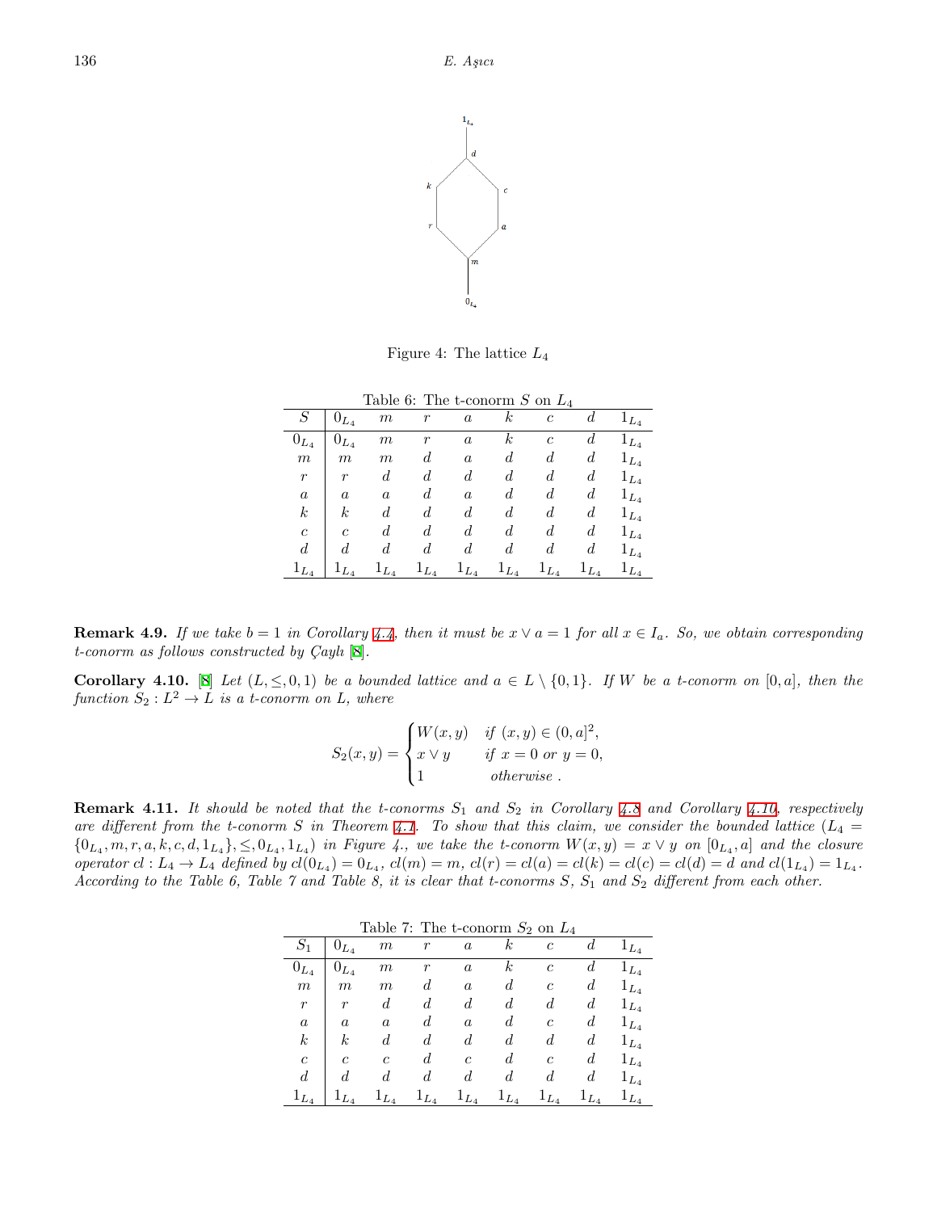Figure 4: The lattice $L_4$

Table 6: The t-conorm $S$ on $L_4$

| $S$ | $0_{L_4}$ | $m$ | $r$ | $a$ | $k$ | $c$ | $d$ | $1_{L_4}$ |
|---|---|---|---|---|---|---|---|---|
| $0_{L_4}$ | $0_{L_4}$ | $m$ | $r$ | $a$ | $k$ | $c$ | $d$ | $1_{L_4}$ |
| $m$ | $m$ | $m$ | $d$ | $a$ | $d$ | $d$ | $d$ | $1_{L_4}$ |
| $r$ | $r$ | $d$ | $d$ | $d$ | $d$ | $d$ | $d$ | $1_{L_4}$ |
| $a$ | $a$ | $a$ | $d$ | $a$ | $d$ | $d$ | $d$ | $1_{L_4}$ |
| $k$ | $k$ | $d$ | $d$ | $d$ | $d$ | $d$ | $d$ | $1_{L_4}$ |
| $c$ | $c$ | $d$ | $d$ | $d$ | $d$ | $d$ | $d$ | $1_{L_4}$ |
| $d$ | $d$ | $d$ | $d$ | $d$ | $d$ | $d$ | $d$ | $1_{L_4}$ |
| $1_{L_4}$ | $1_{L_4}$ | $1_{L_4}$ | $1_{L_4}$ | $1_{L_4}$ | $1_{L_4}$ | $1_{L_4}$ | $1_{L_4}$ | $1_{L_4}$ |

**Remark 4.9.** *If we take $b = 1$ in Corollary 4.4, then it must be $x \vee a = 1$ for all $x \in I_a$. So, we obtain corresponding t-conorm as follows constructed by Çaylı [8].*

**Corollary 4.10.** [8] *Let $(L, \leq, 0, 1)$ be a bounded lattice and $a \in L \setminus \{0, 1\}$. If $W$ be a t-conorm on $[0, a]$, then the function $S_2 : L^2 \to L$ is a t-conorm on $L$, where*

$$S_2(x, y) = \begin{cases} W(x, y) & \text{if } (x, y) \in (0, a]^2, \\ x \vee y & \text{if } x = 0 \text{ or } y = 0, \\ 1 & \text{otherwise }. \end{cases}$$

**Remark 4.11.** *It should be noted that the t-conorms $S_1$ and $S_2$ in Corollary 4.8 and Corollary 4.10, respectively are different from the t-conorm $S$ in Theorem 4.1. To show that this claim, we consider the bounded lattice $(L_4 = \{0_{L_4}, m, r, a, k, c, d, 1_{L_4}\}, \leq, 0_{L_4}, 1_{L_4})$ in Figure 4., we take the t-conorm $W(x, y) = x \vee y$ on $[0_{L_4}, a]$ and the closure operator $cl : L_4 \to L_4$ defined by $cl(0_{L_4}) = 0_{L_4}$, $cl(m) = m$, $cl(r) = cl(a) = cl(k) = cl(c) = cl(d) = d$ and $cl(1_{L_4}) = 1_{L_4}$. According to the Table 6, Table 7 and Table 8, it is clear that t-conorms $S$, $S_1$ and $S_2$ different from each other.*

Table 7: The t-conorm $S_2$ on $L_4$

| $S_1$ | $0_{L_4}$ | $m$ | $r$ | $a$ | $k$ | $c$ | $d$ | $1_{L_4}$ |
|---|---|---|---|---|---|---|---|---|
| $0_{L_4}$ | $0_{L_4}$ | $m$ | $r$ | $a$ | $k$ | $c$ | $d$ | $1_{L_4}$ |
| $m$ | $m$ | $m$ | $d$ | $a$ | $d$ | $c$ | $d$ | $1_{L_4}$ |
| $r$ | $r$ | $d$ | $d$ | $d$ | $d$ | $d$ | $d$ | $1_{L_4}$ |
| $a$ | $a$ | $a$ | $d$ | $a$ | $d$ | $c$ | $d$ | $1_{L_4}$ |
| $k$ | $k$ | $d$ | $d$ | $d$ | $d$ | $d$ | $d$ | $1_{L_4}$ |
| $c$ | $c$ | $c$ | $d$ | $c$ | $d$ | $c$ | $d$ | $1_{L_4}$ |
| $d$ | $d$ | $d$ | $d$ | $d$ | $d$ | $d$ | $d$ | $1_{L_4}$ |
| $1_{L_4}$ | $1_{L_4}$ | $1_{L_4}$ | $1_{L_4}$ | $1_{L_4}$ | $1_{L_4}$ | $1_{L_4}$ | $1_{L_4}$ | $1_{L_4}$ |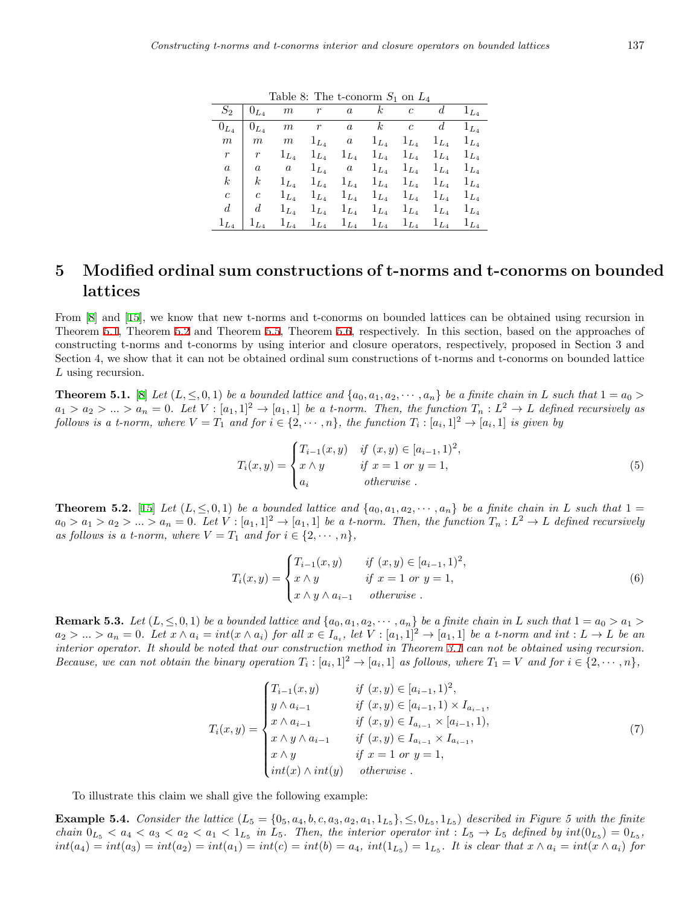Table 8: The t-conorm $S_1$ on $L_4$

| $S_2$ | $0_{L_4}$ | $m$ | $r$ | $a$ | $k$ | $c$ | $d$ | $1_{L_4}$ |
|---|---|---|---|---|---|---|---|---|
| $0_{L_4}$ | $0_{L_4}$ | $m$ | $r$ | $a$ | $k$ | $c$ | $d$ | $1_{L_4}$ |
| $m$ | $m$ | $m$ | $1_{L_4}$ | $a$ | $1_{L_4}$ | $1_{L_4}$ | $1_{L_4}$ | $1_{L_4}$ |
| $r$ | $r$ | $1_{L_4}$ | $1_{L_4}$ | $1_{L_4}$ | $1_{L_4}$ | $1_{L_4}$ | $1_{L_4}$ | $1_{L_4}$ |
| $a$ | $a$ | $a$ | $1_{L_4}$ | $a$ | $1_{L_4}$ | $1_{L_4}$ | $1_{L_4}$ | $1_{L_4}$ |
| $k$ | $k$ | $1_{L_4}$ | $1_{L_4}$ | $1_{L_4}$ | $1_{L_4}$ | $1_{L_4}$ | $1_{L_4}$ | $1_{L_4}$ |
| $c$ | $c$ | $1_{L_4}$ | $1_{L_4}$ | $1_{L_4}$ | $1_{L_4}$ | $1_{L_4}$ | $1_{L_4}$ | $1_{L_4}$ |
| $d$ | $d$ | $1_{L_4}$ | $1_{L_4}$ | $1_{L_4}$ | $1_{L_4}$ | $1_{L_4}$ | $1_{L_4}$ | $1_{L_4}$ |
| $1_{L_4}$ | $1_{L_4}$ | $1_{L_4}$ | $1_{L_4}$ | $1_{L_4}$ | $1_{L_4}$ | $1_{L_4}$ | $1_{L_4}$ | $1_{L_4}$ |

# 5 Modified ordinal sum constructions of t-norms and t-conorms on bounded lattices

From [8] and [15], we know that new t-norms and t-conorms on bounded lattices can be obtained using recursion in Theorem 5.1, Theorem 5.2 and Theorem 5.5, Theorem 5.6, respectively. In this section, based on the approaches of constructing t-norms and t-conorms by using interior and closure operators, respectively, proposed in Section 3 and Section 4, we show that it can not be obtained ordinal sum constructions of t-norms and t-conorms on bounded lattice $L$ using recursion.

**Theorem 5.1.** [8] *Let $(L, \leq, 0, 1)$ be a bounded lattice and $\{a_0, a_1, a_2, \cdots, a_n\}$ be a finite chain in $L$ such that $1 = a_0 > a_1 > a_2 > ... > a_n = 0$. Let $V : [a_1, 1]^2 \to [a_1, 1]$ be a t-norm. Then, the function $T_n : L^2 \to L$ defined recursively as follows is a t-norm, where $V = T_1$ and for $i \in \{2, \cdots, n\}$, the function $T_i : [a_i, 1]^2 \to [a_i, 1]$ is given by*

$$T_i(x, y) = \begin{cases} T_{i-1}(x, y) & \text{if } (x, y) \in [a_{i-1}, 1)^2, \\ x \wedge y & \text{if } x = 1 \text{ or } y = 1, \\ a_i & \text{otherwise .} \end{cases} \tag{5}$$

**Theorem 5.2.** [15] *Let $(L, \leq, 0, 1)$ be a bounded lattice and $\{a_0, a_1, a_2, \cdots, a_n\}$ be a finite chain in $L$ such that $1 = a_0 > a_1 > a_2 > ... > a_n = 0$. Let $V : [a_1, 1]^2 \to [a_1, 1]$ be a t-norm. Then, the function $T_n : L^2 \to L$ defined recursively as follows is a t-norm, where $V = T_1$ and for $i \in \{2, \cdots, n\}$,*

$$T_i(x, y) = \begin{cases} T_{i-1}(x, y) & \text{if } (x, y) \in [a_{i-1}, 1)^2, \\ x \wedge y & \text{if } x = 1 \text{ or } y = 1, \\ x \wedge y \wedge a_{i-1} & \text{otherwise .} \end{cases} \tag{6}$$

**Remark 5.3.** *Let $(L, \leq, 0, 1)$ be a bounded lattice and $\{a_0, a_1, a_2, \cdots, a_n\}$ be a finite chain in $L$ such that $1 = a_0 > a_1 > a_2 > ... > a_n = 0$. Let $x \wedge a_i = int(x \wedge a_i)$ for all $x \in I_{a_i}$, let $V : [a_1, 1]^2 \to [a_1, 1]$ be a t-norm and $int : L \to L$ be an interior operator. It should be noted that our construction method in Theorem 3.1 can not be obtained using recursion. Because, we can not obtain the binary operation $T_i : [a_i, 1]^2 \to [a_i, 1]$ as follows, where $T_1 = V$ and for $i \in \{2, \cdots, n\}$,*

$$T_i(x, y) = \begin{cases} T_{i-1}(x, y) & \text{if } (x, y) \in [a_{i-1}, 1)^2, \\ y \wedge a_{i-1} & \text{if } (x, y) \in [a_{i-1}, 1) \times I_{a_{i-1}}, \\ x \wedge a_{i-1} & \text{if } (x, y) \in I_{a_{i-1}} \times [a_{i-1}, 1), \\ x \wedge y \wedge a_{i-1} & \text{if } (x, y) \in I_{a_{i-1}} \times I_{a_{i-1}}, \\ x \wedge y & \text{if } x = 1 \text{ or } y = 1, \\ int(x) \wedge int(y) & \text{otherwise .} \end{cases} \tag{7}$$

To illustrate this claim we shall give the following example:

**Example 5.4.** *Consider the lattice $(L_5 = \{0_5, a_4, b, c, a_3, a_2, a_1, 1_{L_5}\}, \leq, 0_{L_5}, 1_{L_5})$ described in Figure 5 with the finite chain $0_{L_5} < a_4 < a_3 < a_2 < a_1 < 1_{L_5}$ in $L_5$. Then, the interior operator $int : L_5 \to L_5$ defined by $int(0_{L_5}) = 0_{L_5}$, $int(a_4) = int(a_3) = int(a_2) = int(a_1) = int(c) = int(b) = a_4$, $int(1_{L_5}) = 1_{L_5}$. It is clear that $x \wedge a_i = int(x \wedge a_i)$ for*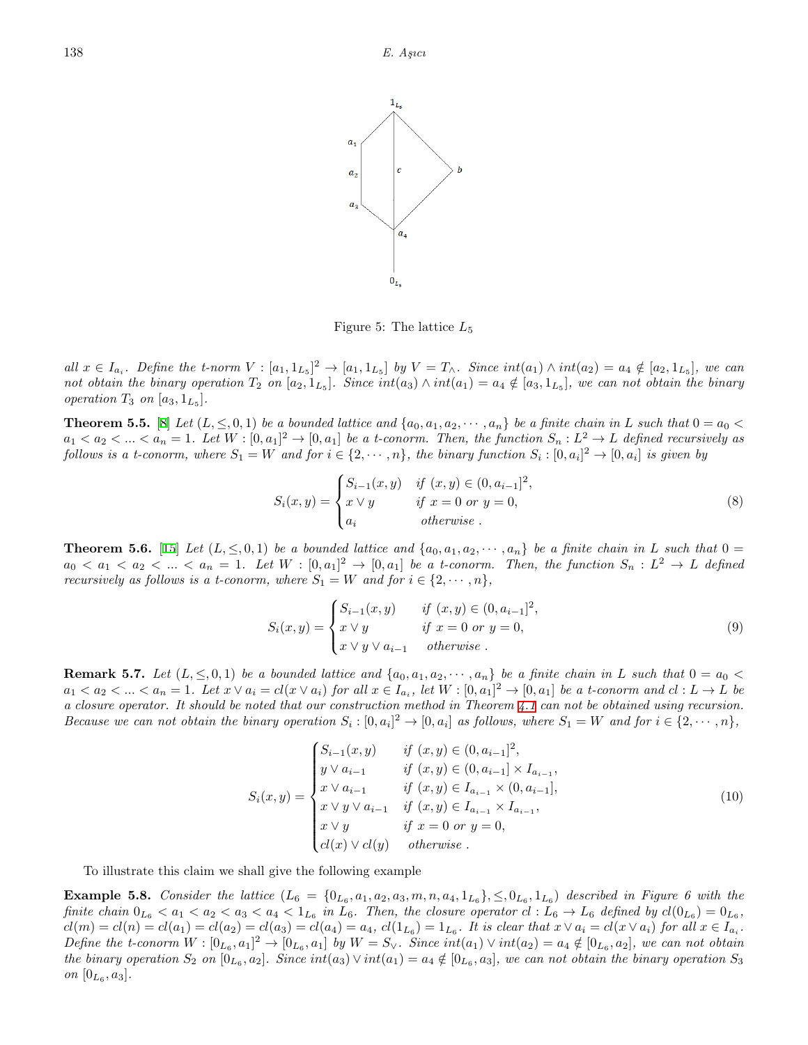Figure 5: The lattice $L_5$

all $x \in I_{a_i}$. Define the t-norm $V : [a_1, 1_{L_5}]^2 \to [a_1, 1_{L_5}]$ by $V = T_\wedge$. Since $int(a_1) \wedge int(a_2) = a_4 \notin [a_2, 1_{L_5}]$, we can not obtain the binary operation $T_2$ on $[a_2, 1_{L_5}]$. Since $int(a_3) \wedge int(a_1) = a_4 \notin [a_3, 1_{L_5}]$, we can not obtain the binary operation $T_3$ on $[a_3, 1_{L_5}]$.

**Theorem 5.5.** [8] *Let $(L, \leq, 0, 1)$ be a bounded lattice and $\{a_0, a_1, a_2, \cdots, a_n\}$ be a finite chain in $L$ such that $0 = a_0 < a_1 < a_2 < ... < a_n = 1$. Let $W : [0, a_1]^2 \to [0, a_1]$ be a t-conorm. Then, the function $S_n : L^2 \to L$ defined recursively as follows is a t-conorm, where $S_1 = W$ and for $i \in \{2, \cdots, n\}$, the binary function $S_i : [0, a_i]^2 \to [0, a_i]$ is given by*

$$S_i(x, y) = \begin{cases} S_{i-1}(x, y) & \text{if } (x, y) \in (0, a_{i-1}]^2, \\ x \vee y & \text{if } x = 0 \text{ or } y = 0, \\ a_i & \text{otherwise .} \end{cases} \tag{8}$$

**Theorem 5.6.** [15] *Let $(L, \leq, 0, 1)$ be a bounded lattice and $\{a_0, a_1, a_2, \cdots, a_n\}$ be a finite chain in $L$ such that $0 = a_0 < a_1 < a_2 < ... < a_n = 1$. Let $W : [0, a_1]^2 \to [0, a_1]$ be a t-conorm. Then, the function $S_n : L^2 \to L$ defined recursively as follows is a t-conorm, where $S_1 = W$ and for $i \in \{2, \cdots, n\}$,*

$$S_i(x, y) = \begin{cases} S_{i-1}(x, y) & \text{if } (x, y) \in (0, a_{i-1}]^2, \\ x \vee y & \text{if } x = 0 \text{ or } y = 0, \\ x \vee y \vee a_{i-1} & \text{otherwise .} \end{cases} \tag{9}$$

**Remark 5.7.** *Let $(L, \leq, 0, 1)$ be a bounded lattice and $\{a_0, a_1, a_2, \cdots, a_n\}$ be a finite chain in $L$ such that $0 = a_0 < a_1 < a_2 < ... < a_n = 1$. Let $x \vee a_i = cl(x \vee a_i)$ for all $x \in I_{a_i}$, let $W : [0, a_1]^2 \to [0, a_1]$ be a t-conorm and $cl : L \to L$ be a closure operator. It should be noted that our construction method in Theorem 4.1 can not be obtained using recursion. Because we can not obtain the binary operation $S_i : [0, a_i]^2 \to [0, a_i]$ as follows, where $S_1 = W$ and for $i \in \{2, \cdots, n\}$,*

$$S_i(x, y) = \begin{cases} S_{i-1}(x, y) & \text{if } (x, y) \in (0, a_{i-1}]^2, \\ y \vee a_{i-1} & \text{if } (x, y) \in (0, a_{i-1}] \times I_{a_{i-1}}, \\ x \vee a_{i-1} & \text{if } (x, y) \in I_{a_{i-1}} \times (0, a_{i-1}], \\ x \vee y \vee a_{i-1} & \text{if } (x, y) \in I_{a_{i-1}} \times I_{a_{i-1}}, \\ x \vee y & \text{if } x = 0 \text{ or } y = 0, \\ cl(x) \vee cl(y) & \text{otherwise .} \end{cases} \tag{10}$$

To illustrate this claim we shall give the following example

**Example 5.8.** *Consider the lattice $(L_6 = \{0_{L_6}, a_1, a_2, a_3, m, n, a_4, 1_{L_6}\}, \leq, 0_{L_6}, 1_{L_6})$ described in Figure 6 with the finite chain $0_{L_6} < a_1 < a_2 < a_3 < a_4 < 1_{L_6}$ in $L_6$. Then, the closure operator $cl : L_6 \to L_6$ defined by $cl(0_{L_6}) = 0_{L_6}$, $cl(m) = cl(n) = cl(a_1) = cl(a_2) = cl(a_3) = cl(a_4) = a_4$, $cl(1_{L_6}) = 1_{L_6}$. It is clear that $x \vee a_i = cl(x \vee a_i)$ for all $x \in I_{a_i}$. Define the t-conorm $W : [0_{L_6}, a_1]^2 \to [0_{L_6}, a_1]$ by $W = S_\vee$. Since $int(a_1) \vee int(a_2) = a_4 \notin [0_{L_6}, a_2]$, we can not obtain the binary operation $S_2$ on $[0_{L_6}, a_2]$. Since $int(a_3) \vee int(a_1) = a_4 \notin [0_{L_6}, a_3]$, we can not obtain the binary operation $S_3$ on $[0_{L_6}, a_3]$.*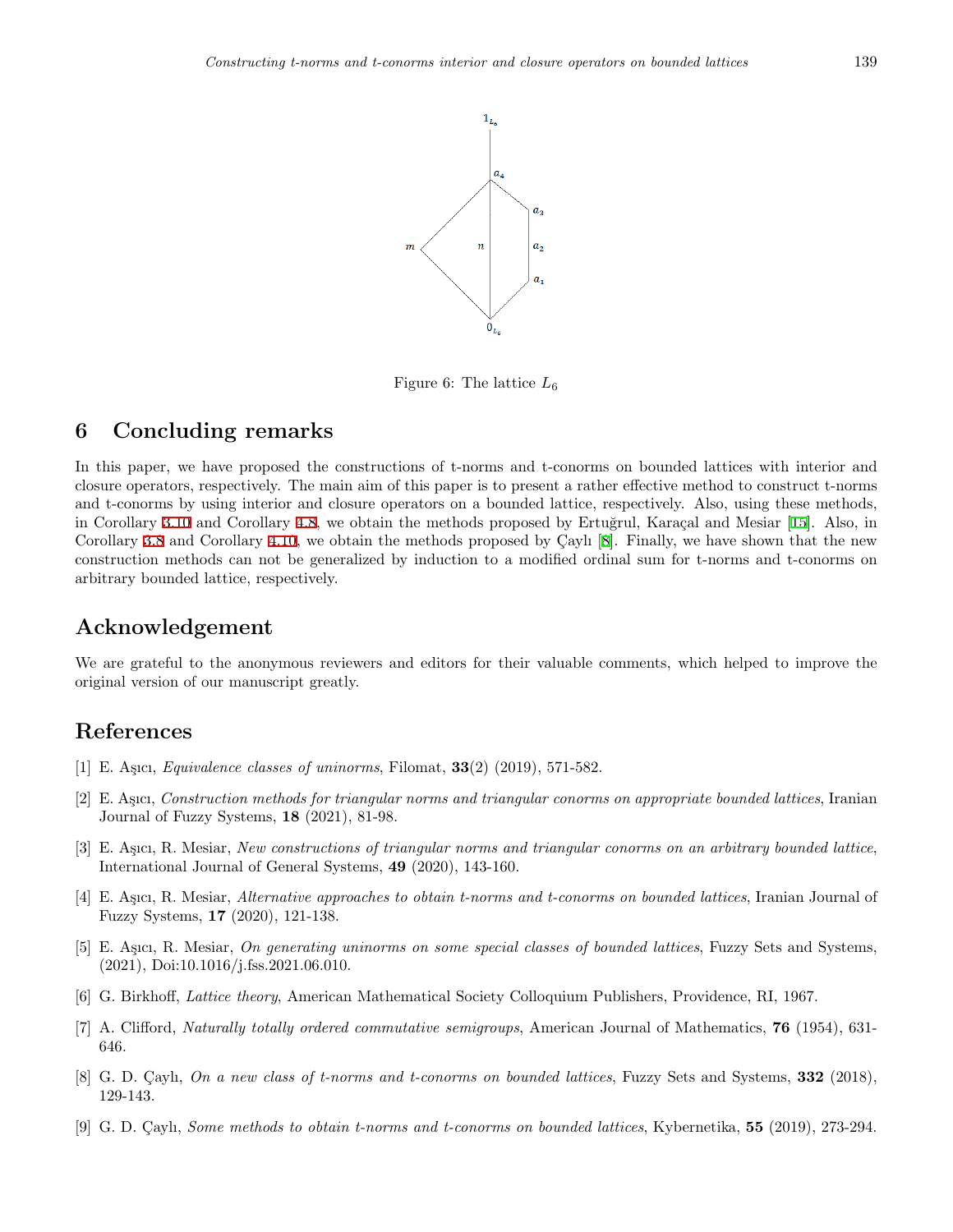Figure 6: The lattice $L_6$

## 6 Concluding remarks

In this paper, we have proposed the constructions of t-norms and t-conorms on bounded lattices with interior and closure operators, respectively. The main aim of this paper is to present a rather effective method to construct t-norms and t-conorms by using interior and closure operators on a bounded lattice, respectively. Also, using these methods, in Corollary 3.10 and Corollary 4.8, we obtain the methods proposed by Ertuğrul, Karaçal and Mesiar [15]. Also, in Corollary 3.8 and Corollary 4.10, we obtain the methods proposed by Çaylı [8]. Finally, we have shown that the new construction methods can not be generalized by induction to a modified ordinal sum for t-norms and t-conorms on arbitrary bounded lattice, respectively.

## Acknowledgement

We are grateful to the anonymous reviewers and editors for their valuable comments, which helped to improve the original version of our manuscript greatly.

## References

[1] E. Aşıcı, *Equivalence classes of uninorms*, Filomat, **33**(2) (2019), 571-582.

[2] E. Aşıcı, *Construction methods for triangular norms and triangular conorms on appropriate bounded lattices*, Iranian Journal of Fuzzy Systems, **18** (2021), 81-98.

[3] E. Aşıcı, R. Mesiar, *New constructions of triangular norms and triangular conorms on an arbitrary bounded lattice*, International Journal of General Systems, **49** (2020), 143-160.

[4] E. Aşıcı, R. Mesiar, *Alternative approaches to obtain t-norms and t-conorms on bounded lattices*, Iranian Journal of Fuzzy Systems, **17** (2020), 121-138.

[5] E. Aşıcı, R. Mesiar, *On generating uninorms on some special classes of bounded lattices*, Fuzzy Sets and Systems, (2021), Doi:10.1016/j.fss.2021.06.010.

[6] G. Birkhoff, *Lattice theory*, American Mathematical Society Colloquium Publishers, Providence, RI, 1967.

[7] A. Clifford, *Naturally totally ordered commutative semigroups*, American Journal of Mathematics, **76** (1954), 631-646.

[8] G. D. Çaylı, *On a new class of t-norms and t-conorms on bounded lattices*, Fuzzy Sets and Systems, **332** (2018), 129-143.

[9] G. D. Çaylı, *Some methods to obtain t-norms and t-conorms on bounded lattices*, Kybernetika, **55** (2019), 273-294.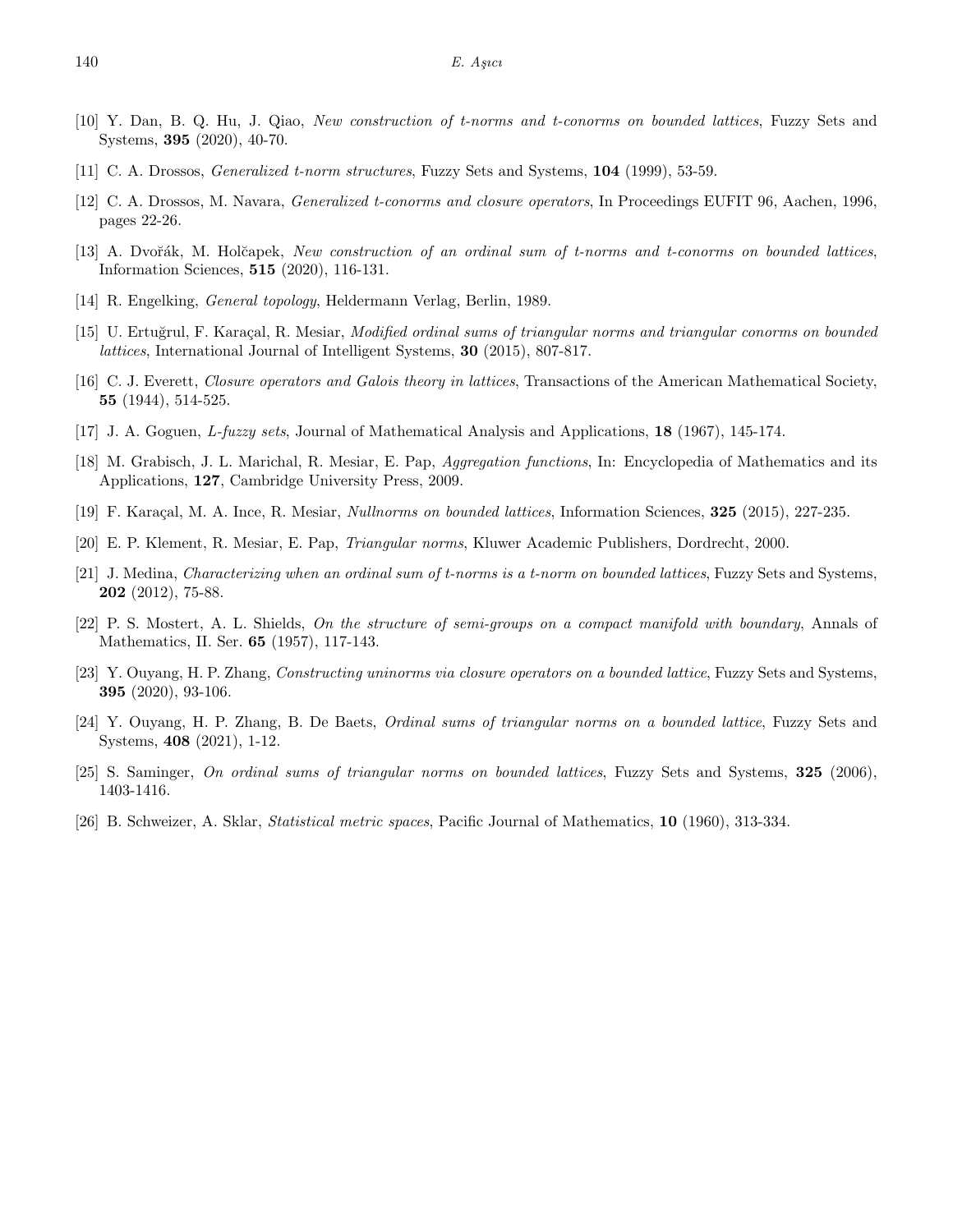[10] Y. Dan, B. Q. Hu, J. Qiao, *New construction of t-norms and t-conorms on bounded lattices*, Fuzzy Sets and Systems, **395** (2020), 40-70.

[11] C. A. Drossos, *Generalized t-norm structures*, Fuzzy Sets and Systems, **104** (1999), 53-59.

[12] C. A. Drossos, M. Navara, *Generalized t-conorms and closure operators*, In Proceedings EUFIT 96, Aachen, 1996, pages 22-26.

[13] A. Dvořák, M. Holčapek, *New construction of an ordinal sum of t-norms and t-conorms on bounded lattices*, Information Sciences, **515** (2020), 116-131.

[14] R. Engelking, *General topology*, Heldermann Verlag, Berlin, 1989.

[15] U. Ertuğrul, F. Karaçal, R. Mesiar, *Modified ordinal sums of triangular norms and triangular conorms on bounded lattices*, International Journal of Intelligent Systems, **30** (2015), 807-817.

[16] C. J. Everett, *Closure operators and Galois theory in lattices*, Transactions of the American Mathematical Society, **55** (1944), 514-525.

[17] J. A. Goguen, *L-fuzzy sets*, Journal of Mathematical Analysis and Applications, **18** (1967), 145-174.

[18] M. Grabisch, J. L. Marichal, R. Mesiar, E. Pap, *Aggregation functions*, In: Encyclopedia of Mathematics and its Applications, **127**, Cambridge University Press, 2009.

[19] F. Karaçal, M. A. Ince, R. Mesiar, *Nullnorms on bounded lattices*, Information Sciences, **325** (2015), 227-235.

[20] E. P. Klement, R. Mesiar, E. Pap, *Triangular norms*, Kluwer Academic Publishers, Dordrecht, 2000.

[21] J. Medina, *Characterizing when an ordinal sum of t-norms is a t-norm on bounded lattices*, Fuzzy Sets and Systems, **202** (2012), 75-88.

[22] P. S. Mostert, A. L. Shields, *On the structure of semi-groups on a compact manifold with boundary*, Annals of Mathematics, II. Ser. **65** (1957), 117-143.

[23] Y. Ouyang, H. P. Zhang, *Constructing uninorms via closure operators on a bounded lattice*, Fuzzy Sets and Systems, **395** (2020), 93-106.

[24] Y. Ouyang, H. P. Zhang, B. De Baets, *Ordinal sums of triangular norms on a bounded lattice*, Fuzzy Sets and Systems, **408** (2021), 1-12.

[25] S. Saminger, *On ordinal sums of triangular norms on bounded lattices*, Fuzzy Sets and Systems, **325** (2006), 1403-1416.

[26] B. Schweizer, A. Sklar, *Statistical metric spaces*, Pacific Journal of Mathematics, **10** (1960), 313-334.